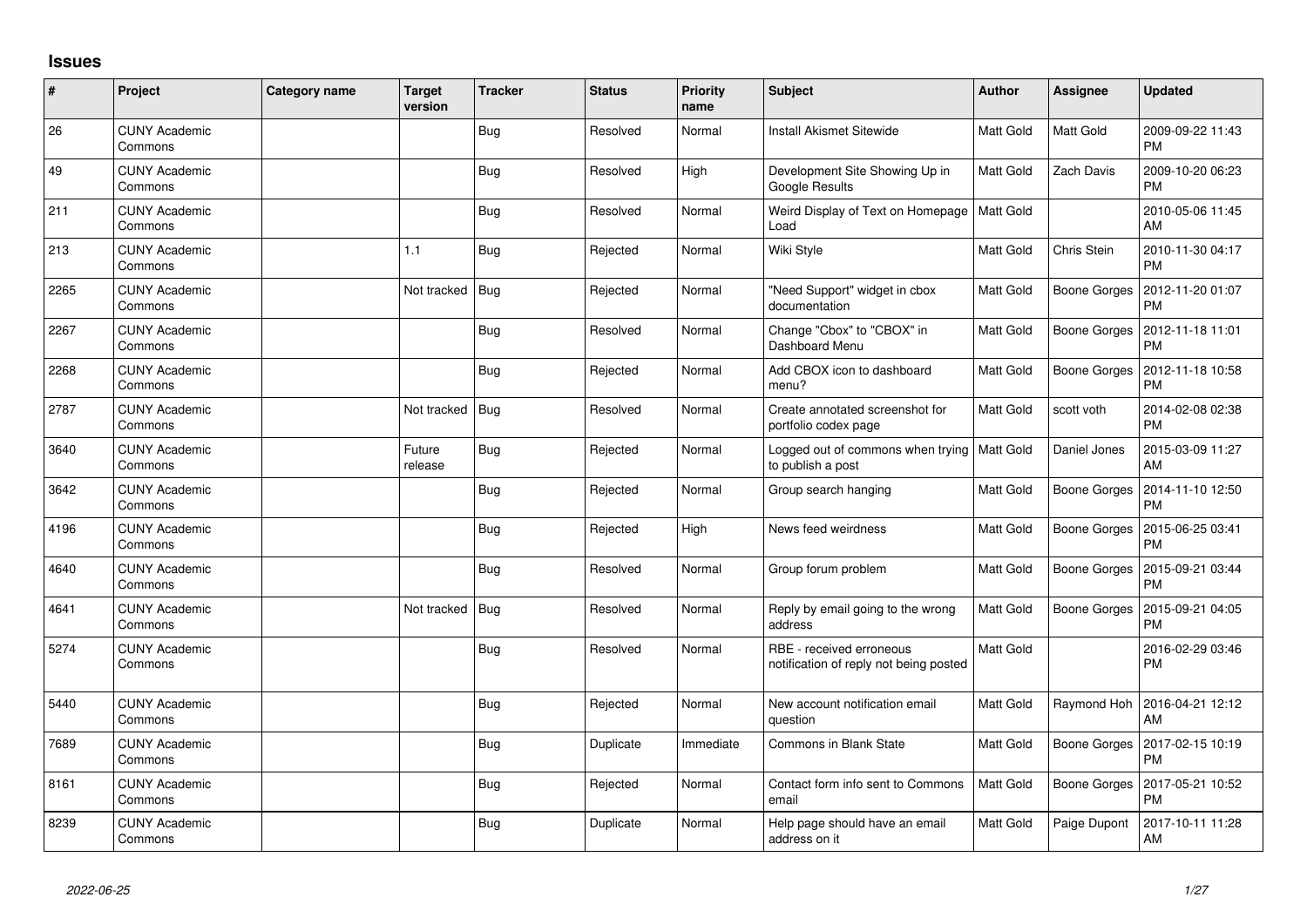# Issues

| # | Project | Category name | Target version | Tracker | Status | Priority name | Subject | Author | Assignee | Updated |
|---|---|---|---|---|---|---|---|---|---|---|
| 26 | CUNY Academic Commons | | | Bug | Resolved | Normal | Install Akismet Sitewide | Matt Gold | Matt Gold | 2009-09-22 11:43 PM |
| 49 | CUNY Academic Commons | | | Bug | Resolved | High | Development Site Showing Up in Google Results | Matt Gold | Zach Davis | 2009-10-20 06:23 PM |
| 211 | CUNY Academic Commons | | | Bug | Resolved | Normal | Weird Display of Text on Homepage Load | Matt Gold | | 2010-05-06 11:45 AM |
| 213 | CUNY Academic Commons | | 1.1 | Bug | Rejected | Normal | Wiki Style | Matt Gold | Chris Stein | 2010-11-30 04:17 PM |
| 2265 | CUNY Academic Commons | | Not tracked | Bug | Rejected | Normal | "Need Support" widget in cbox documentation | Matt Gold | Boone Gorges | 2012-11-20 01:07 PM |
| 2267 | CUNY Academic Commons | | | Bug | Resolved | Normal | Change "Cbox" to "CBOX" in Dashboard Menu | Matt Gold | Boone Gorges | 2012-11-18 11:01 PM |
| 2268 | CUNY Academic Commons | | | Bug | Rejected | Normal | Add CBOX icon to dashboard menu? | Matt Gold | Boone Gorges | 2012-11-18 10:58 PM |
| 2787 | CUNY Academic Commons | | Not tracked | Bug | Resolved | Normal | Create annotated screenshot for portfolio codex page | Matt Gold | scott voth | 2014-02-08 02:38 PM |
| 3640 | CUNY Academic Commons | | Future release | Bug | Rejected | Normal | Logged out of commons when trying to publish a post | Matt Gold | Daniel Jones | 2015-03-09 11:27 AM |
| 3642 | CUNY Academic Commons | | | Bug | Rejected | Normal | Group search hanging | Matt Gold | Boone Gorges | 2014-11-10 12:50 PM |
| 4196 | CUNY Academic Commons | | | Bug | Rejected | High | News feed weirdness | Matt Gold | Boone Gorges | 2015-06-25 03:41 PM |
| 4640 | CUNY Academic Commons | | | Bug | Resolved | Normal | Group forum problem | Matt Gold | Boone Gorges | 2015-09-21 03:44 PM |
| 4641 | CUNY Academic Commons | | Not tracked | Bug | Resolved | Normal | Reply by email going to the wrong address | Matt Gold | Boone Gorges | 2015-09-21 04:05 PM |
| 5274 | CUNY Academic Commons | | | Bug | Resolved | Normal | RBE - received erroneous notification of reply not being posted | Matt Gold | | 2016-02-29 03:46 PM |
| 5440 | CUNY Academic Commons | | | Bug | Rejected | Normal | New account notification email question | Matt Gold | Raymond Hoh | 2016-04-21 12:12 AM |
| 7689 | CUNY Academic Commons | | | Bug | Duplicate | Immediate | Commons in Blank State | Matt Gold | Boone Gorges | 2017-02-15 10:19 PM |
| 8161 | CUNY Academic Commons | | | Bug | Rejected | Normal | Contact form info sent to Commons email | Matt Gold | Boone Gorges | 2017-05-21 10:52 PM |
| 8239 | CUNY Academic Commons | | | Bug | Duplicate | Normal | Help page should have an email address on it | Matt Gold | Paige Dupont | 2017-10-11 11:28 AM |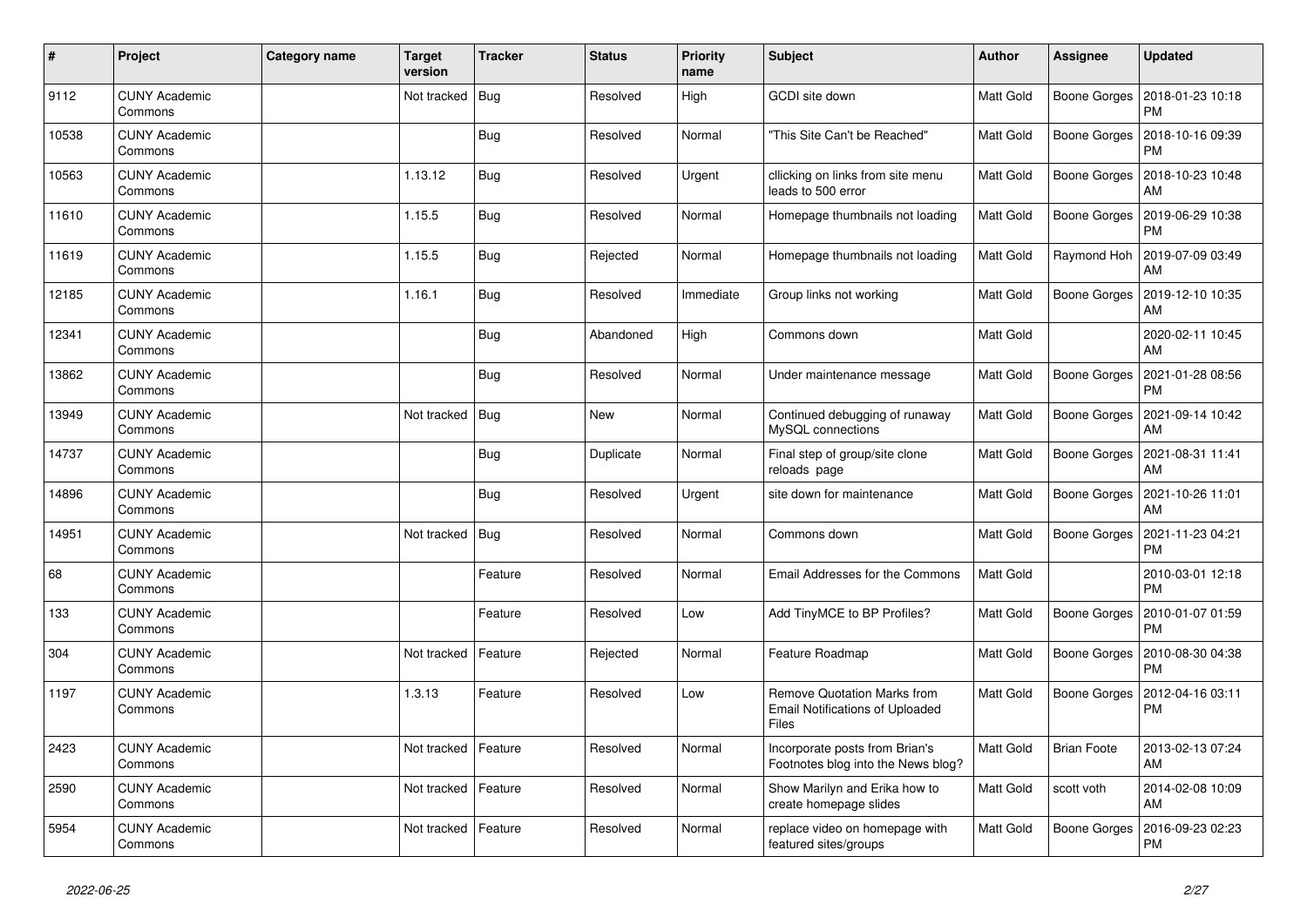| # | Project | Category name | Target version | Tracker | Status | Priority name | Subject | Author | Assignee | Updated |
|---|---|---|---|---|---|---|---|---|---|---|
| 9112 | CUNY Academic Commons | | Not tracked | Bug | Resolved | High | GCDI site down | Matt Gold | Boone Gorges | 2018-01-23 10:18 PM |
| 10538 | CUNY Academic Commons | | | Bug | Resolved | Normal | "This Site Can't be Reached" | Matt Gold | Boone Gorges | 2018-10-16 09:39 PM |
| 10563 | CUNY Academic Commons | | 1.13.12 | Bug | Resolved | Urgent | cllicking on links from site menu leads to 500 error | Matt Gold | Boone Gorges | 2018-10-23 10:48 AM |
| 11610 | CUNY Academic Commons | | 1.15.5 | Bug | Resolved | Normal | Homepage thumbnails not loading | Matt Gold | Boone Gorges | 2019-06-29 10:38 PM |
| 11619 | CUNY Academic Commons | | 1.15.5 | Bug | Rejected | Normal | Homepage thumbnails not loading | Matt Gold | Raymond Hoh | 2019-07-09 03:49 AM |
| 12185 | CUNY Academic Commons | | 1.16.1 | Bug | Resolved | Immediate | Group links not working | Matt Gold | Boone Gorges | 2019-12-10 10:35 AM |
| 12341 | CUNY Academic Commons | | | Bug | Abandoned | High | Commons down | Matt Gold | | 2020-02-11 10:45 AM |
| 13862 | CUNY Academic Commons | | | Bug | Resolved | Normal | Under maintenance message | Matt Gold | Boone Gorges | 2021-01-28 08:56 PM |
| 13949 | CUNY Academic Commons | | Not tracked | Bug | New | Normal | Continued debugging of runaway MySQL connections | Matt Gold | Boone Gorges | 2021-09-14 10:42 AM |
| 14737 | CUNY Academic Commons | | | Bug | Duplicate | Normal | Final step of group/site clone reloads page | Matt Gold | Boone Gorges | 2021-08-31 11:41 AM |
| 14896 | CUNY Academic Commons | | | Bug | Resolved | Urgent | site down for maintenance | Matt Gold | Boone Gorges | 2021-10-26 11:01 AM |
| 14951 | CUNY Academic Commons | | Not tracked | Bug | Resolved | Normal | Commons down | Matt Gold | Boone Gorges | 2021-11-23 04:21 PM |
| 68 | CUNY Academic Commons | | | Feature | Resolved | Normal | Email Addresses for the Commons | Matt Gold | | 2010-03-01 12:18 PM |
| 133 | CUNY Academic Commons | | | Feature | Resolved | Low | Add TinyMCE to BP Profiles? | Matt Gold | Boone Gorges | 2010-01-07 01:59 PM |
| 304 | CUNY Academic Commons | | Not tracked | Feature | Rejected | Normal | Feature Roadmap | Matt Gold | Boone Gorges | 2010-08-30 04:38 PM |
| 1197 | CUNY Academic Commons | | 1.3.13 | Feature | Resolved | Low | Remove Quotation Marks from Email Notifications of Uploaded Files | Matt Gold | Boone Gorges | 2012-04-16 03:11 PM |
| 2423 | CUNY Academic Commons | | Not tracked | Feature | Resolved | Normal | Incorporate posts from Brian's Footnotes blog into the News blog? | Matt Gold | Brian Foote | 2013-02-13 07:24 AM |
| 2590 | CUNY Academic Commons | | Not tracked | Feature | Resolved | Normal | Show Marilyn and Erika how to create homepage slides | Matt Gold | scott voth | 2014-02-08 10:09 AM |
| 5954 | CUNY Academic Commons | | Not tracked | Feature | Resolved | Normal | replace video on homepage with featured sites/groups | Matt Gold | Boone Gorges | 2016-09-23 02:23 PM |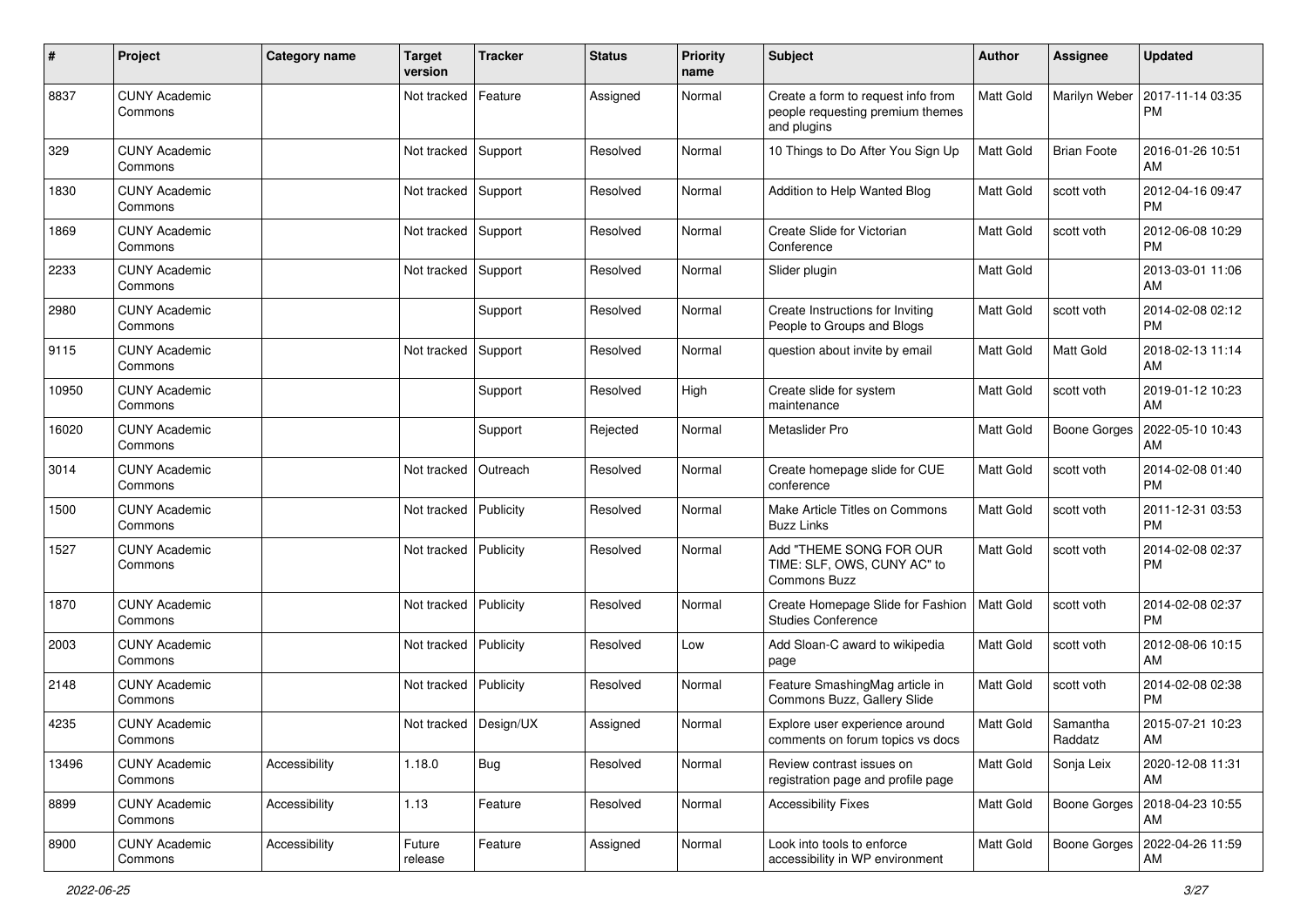| # | Project | Category name | Target version | Tracker | Status | Priority name | Subject | Author | Assignee | Updated |
|---|---|---|---|---|---|---|---|---|---|---|
| 8837 | CUNY Academic Commons | | Not tracked | Feature | Assigned | Normal | Create a form to request info from people requesting premium themes and plugins | Matt Gold | Marilyn Weber | 2017-11-14 03:35 PM |
| 329 | CUNY Academic Commons | | Not tracked | Support | Resolved | Normal | 10 Things to Do After You Sign Up | Matt Gold | Brian Foote | 2016-01-26 10:51 AM |
| 1830 | CUNY Academic Commons | | Not tracked | Support | Resolved | Normal | Addition to Help Wanted Blog | Matt Gold | scott voth | 2012-04-16 09:47 PM |
| 1869 | CUNY Academic Commons | | Not tracked | Support | Resolved | Normal | Create Slide for Victorian Conference | Matt Gold | scott voth | 2012-06-08 10:29 PM |
| 2233 | CUNY Academic Commons | | Not tracked | Support | Resolved | Normal | Slider plugin | Matt Gold | | 2013-03-01 11:06 AM |
| 2980 | CUNY Academic Commons | | | Support | Resolved | Normal | Create Instructions for Inviting People to Groups and Blogs | Matt Gold | scott voth | 2014-02-08 02:12 PM |
| 9115 | CUNY Academic Commons | | Not tracked | Support | Resolved | Normal | question about invite by email | Matt Gold | Matt Gold | 2018-02-13 11:14 AM |
| 10950 | CUNY Academic Commons | | | Support | Resolved | High | Create slide for system maintenance | Matt Gold | scott voth | 2019-01-12 10:23 AM |
| 16020 | CUNY Academic Commons | | | Support | Rejected | Normal | Metaslider Pro | Matt Gold | Boone Gorges | 2022-05-10 10:43 AM |
| 3014 | CUNY Academic Commons | | Not tracked | Outreach | Resolved | Normal | Create homepage slide for CUE conference | Matt Gold | scott voth | 2014-02-08 01:40 PM |
| 1500 | CUNY Academic Commons | | Not tracked | Publicity | Resolved | Normal | Make Article Titles on Commons Buzz Links | Matt Gold | scott voth | 2011-12-31 03:53 PM |
| 1527 | CUNY Academic Commons | | Not tracked | Publicity | Resolved | Normal | Add "THEME SONG FOR OUR TIME: SLF, OWS, CUNY AC" to Commons Buzz | Matt Gold | scott voth | 2014-02-08 02:37 PM |
| 1870 | CUNY Academic Commons | | Not tracked | Publicity | Resolved | Normal | Create Homepage Slide for Fashion Studies Conference | Matt Gold | scott voth | 2014-02-08 02:37 PM |
| 2003 | CUNY Academic Commons | | Not tracked | Publicity | Resolved | Low | Add Sloan-C award to wikipedia page | Matt Gold | scott voth | 2012-08-06 10:15 AM |
| 2148 | CUNY Academic Commons | | Not tracked | Publicity | Resolved | Normal | Feature SmashingMag article in Commons Buzz, Gallery Slide | Matt Gold | scott voth | 2014-02-08 02:38 PM |
| 4235 | CUNY Academic Commons | | Not tracked | Design/UX | Assigned | Normal | Explore user experience around comments on forum topics vs docs | Matt Gold | Samantha Raddatz | 2015-07-21 10:23 AM |
| 13496 | CUNY Academic Commons | Accessibility | 1.18.0 | Bug | Resolved | Normal | Review contrast issues on registration page and profile page | Matt Gold | Sonja Leix | 2020-12-08 11:31 AM |
| 8899 | CUNY Academic Commons | Accessibility | 1.13 | Feature | Resolved | Normal | Accessibility Fixes | Matt Gold | Boone Gorges | 2018-04-23 10:55 AM |
| 8900 | CUNY Academic Commons | Accessibility | Future release | Feature | Assigned | Normal | Look into tools to enforce accessibility in WP environment | Matt Gold | Boone Gorges | 2022-04-26 11:59 AM |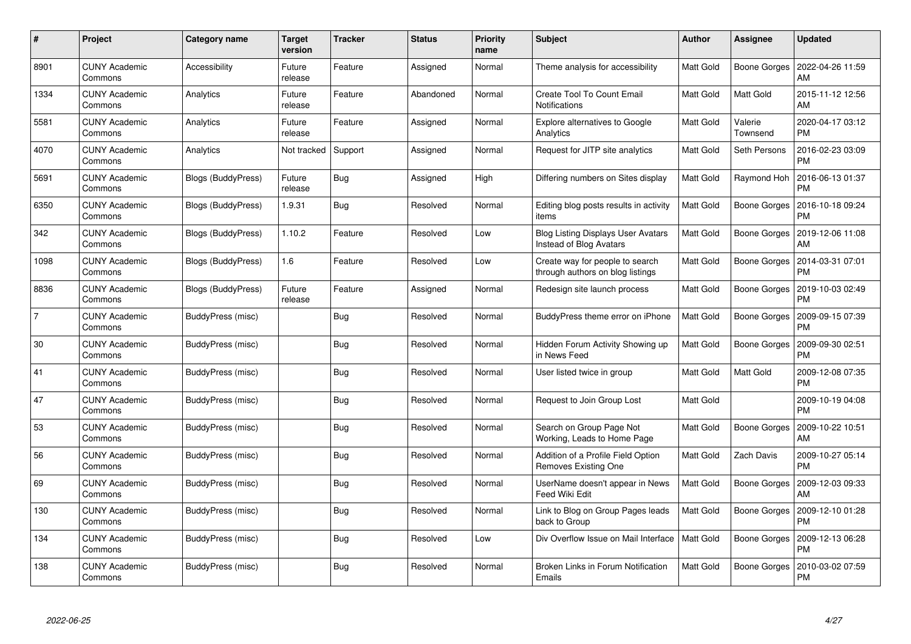| # | Project | Category name | Target version | Tracker | Status | Priority name | Subject | Author | Assignee | Updated |
| --- | --- | --- | --- | --- | --- | --- | --- | --- | --- | --- |
| 8901 | CUNY Academic Commons | Accessibility | Future release | Feature | Assigned | Normal | Theme analysis for accessibility | Matt Gold | Boone Gorges | 2022-04-26 11:59 AM |
| 1334 | CUNY Academic Commons | Analytics | Future release | Feature | Abandoned | Normal | Create Tool To Count Email Notifications | Matt Gold | Matt Gold | 2015-11-12 12:56 AM |
| 5581 | CUNY Academic Commons | Analytics | Future release | Feature | Assigned | Normal | Explore alternatives to Google Analytics | Matt Gold | Valerie Townsend | 2020-04-17 03:12 PM |
| 4070 | CUNY Academic Commons | Analytics | Not tracked | Support | Assigned | Normal | Request for JITP site analytics | Matt Gold | Seth Persons | 2016-02-23 03:09 PM |
| 5691 | CUNY Academic Commons | Blogs (BuddyPress) | Future release | Bug | Assigned | High | Differing numbers on Sites display | Matt Gold | Raymond Hoh | 2016-06-13 01:37 PM |
| 6350 | CUNY Academic Commons | Blogs (BuddyPress) | 1.9.31 | Bug | Resolved | Normal | Editing blog posts results in activity items | Matt Gold | Boone Gorges | 2016-10-18 09:24 PM |
| 342 | CUNY Academic Commons | Blogs (BuddyPress) | 1.10.2 | Feature | Resolved | Low | Blog Listing Displays User Avatars Instead of Blog Avatars | Matt Gold | Boone Gorges | 2019-12-06 11:08 AM |
| 1098 | CUNY Academic Commons | Blogs (BuddyPress) | 1.6 | Feature | Resolved | Low | Create way for people to search through authors on blog listings | Matt Gold | Boone Gorges | 2014-03-31 07:01 PM |
| 8836 | CUNY Academic Commons | Blogs (BuddyPress) | Future release | Feature | Assigned | Normal | Redesign site launch process | Matt Gold | Boone Gorges | 2019-10-03 02:49 PM |
| 7 | CUNY Academic Commons | BuddyPress (misc) | | Bug | Resolved | Normal | BuddyPress theme error on iPhone | Matt Gold | Boone Gorges | 2009-09-15 07:39 PM |
| 30 | CUNY Academic Commons | BuddyPress (misc) | | Bug | Resolved | Normal | Hidden Forum Activity Showing up in News Feed | Matt Gold | Boone Gorges | 2009-09-30 02:51 PM |
| 41 | CUNY Academic Commons | BuddyPress (misc) | | Bug | Resolved | Normal | User listed twice in group | Matt Gold | Matt Gold | 2009-12-08 07:35 PM |
| 47 | CUNY Academic Commons | BuddyPress (misc) | | Bug | Resolved | Normal | Request to Join Group Lost | Matt Gold | | 2009-10-19 04:08 PM |
| 53 | CUNY Academic Commons | BuddyPress (misc) | | Bug | Resolved | Normal | Search on Group Page Not Working, Leads to Home Page | Matt Gold | Boone Gorges | 2009-10-22 10:51 AM |
| 56 | CUNY Academic Commons | BuddyPress (misc) | | Bug | Resolved | Normal | Addition of a Profile Field Option Removes Existing One | Matt Gold | Zach Davis | 2009-10-27 05:14 PM |
| 69 | CUNY Academic Commons | BuddyPress (misc) | | Bug | Resolved | Normal | UserName doesn't appear in News Feed Wiki Edit | Matt Gold | Boone Gorges | 2009-12-03 09:33 AM |
| 130 | CUNY Academic Commons | BuddyPress (misc) | | Bug | Resolved | Normal | Link to Blog on Group Pages leads back to Group | Matt Gold | Boone Gorges | 2009-12-10 01:28 PM |
| 134 | CUNY Academic Commons | BuddyPress (misc) | | Bug | Resolved | Low | Div Overflow Issue on Mail Interface | Matt Gold | Boone Gorges | 2009-12-13 06:28 PM |
| 138 | CUNY Academic Commons | BuddyPress (misc) | | Bug | Resolved | Normal | Broken Links in Forum Notification Emails | Matt Gold | Boone Gorges | 2010-03-02 07:59 PM |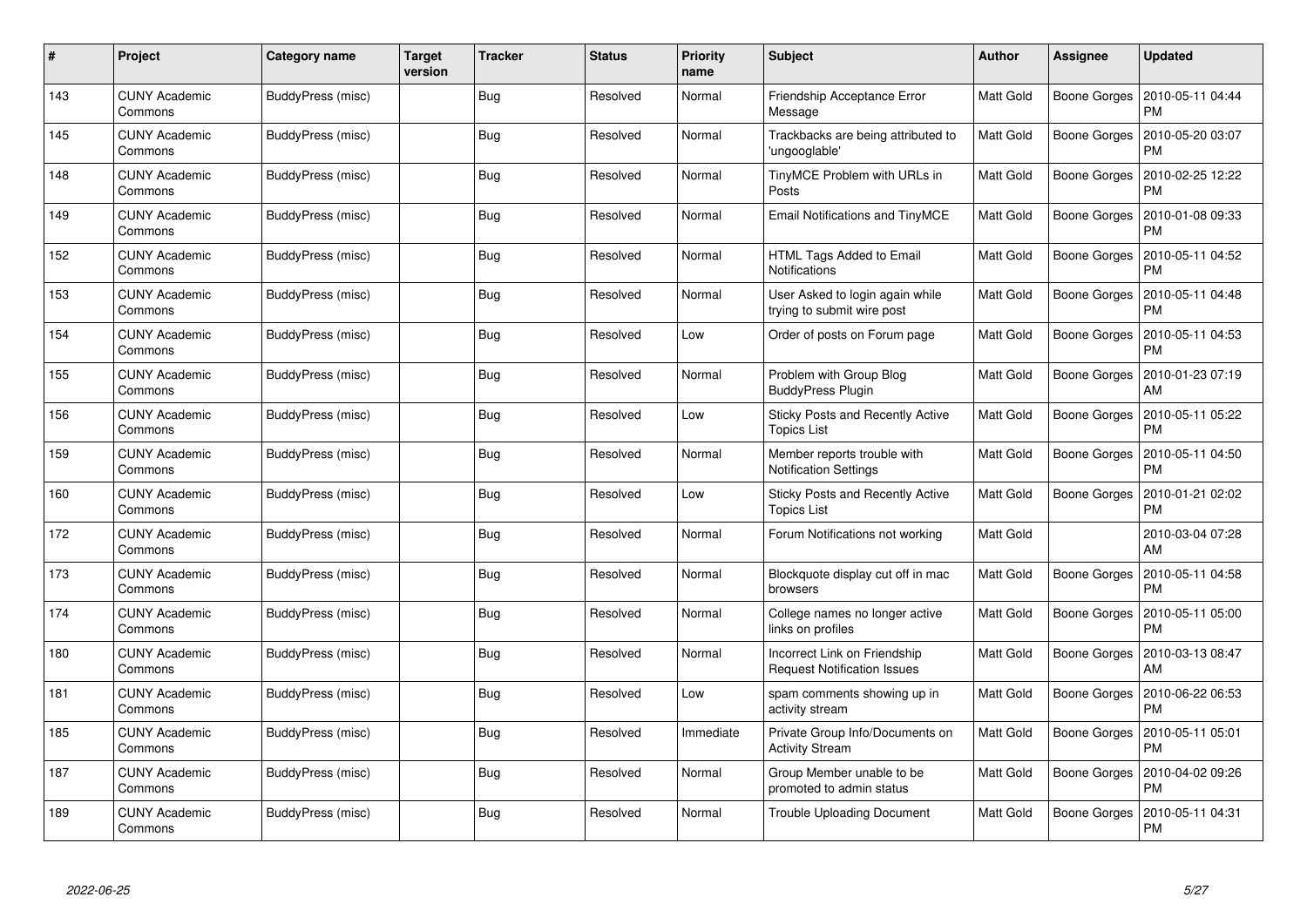| # | Project | Category name | Target version | Tracker | Status | Priority name | Subject | Author | Assignee | Updated |
|---|---|---|---|---|---|---|---|---|---|---|
| 143 | CUNY Academic Commons | BuddyPress (misc) | | Bug | Resolved | Normal | Friendship Acceptance Error Message | Matt Gold | Boone Gorges | 2010-05-11 04:44 PM |
| 145 | CUNY Academic Commons | BuddyPress (misc) | | Bug | Resolved | Normal | Trackbacks are being attributed to 'ungooglable' | Matt Gold | Boone Gorges | 2010-05-20 03:07 PM |
| 148 | CUNY Academic Commons | BuddyPress (misc) | | Bug | Resolved | Normal | TinyMCE Problem with URLs in Posts | Matt Gold | Boone Gorges | 2010-02-25 12:22 PM |
| 149 | CUNY Academic Commons | BuddyPress (misc) | | Bug | Resolved | Normal | Email Notifications and TinyMCE | Matt Gold | Boone Gorges | 2010-01-08 09:33 PM |
| 152 | CUNY Academic Commons | BuddyPress (misc) | | Bug | Resolved | Normal | HTML Tags Added to Email Notifications | Matt Gold | Boone Gorges | 2010-05-11 04:52 PM |
| 153 | CUNY Academic Commons | BuddyPress (misc) | | Bug | Resolved | Normal | User Asked to login again while trying to submit wire post | Matt Gold | Boone Gorges | 2010-05-11 04:48 PM |
| 154 | CUNY Academic Commons | BuddyPress (misc) | | Bug | Resolved | Low | Order of posts on Forum page | Matt Gold | Boone Gorges | 2010-05-11 04:53 PM |
| 155 | CUNY Academic Commons | BuddyPress (misc) | | Bug | Resolved | Normal | Problem with Group Blog BuddyPress Plugin | Matt Gold | Boone Gorges | 2010-01-23 07:19 AM |
| 156 | CUNY Academic Commons | BuddyPress (misc) | | Bug | Resolved | Low | Sticky Posts and Recently Active Topics List | Matt Gold | Boone Gorges | 2010-05-11 05:22 PM |
| 159 | CUNY Academic Commons | BuddyPress (misc) | | Bug | Resolved | Normal | Member reports trouble with Notification Settings | Matt Gold | Boone Gorges | 2010-05-11 04:50 PM |
| 160 | CUNY Academic Commons | BuddyPress (misc) | | Bug | Resolved | Low | Sticky Posts and Recently Active Topics List | Matt Gold | Boone Gorges | 2010-01-21 02:02 PM |
| 172 | CUNY Academic Commons | BuddyPress (misc) | | Bug | Resolved | Normal | Forum Notifications not working | Matt Gold | | 2010-03-04 07:28 AM |
| 173 | CUNY Academic Commons | BuddyPress (misc) | | Bug | Resolved | Normal | Blockquote display cut off in mac browsers | Matt Gold | Boone Gorges | 2010-05-11 04:58 PM |
| 174 | CUNY Academic Commons | BuddyPress (misc) | | Bug | Resolved | Normal | College names no longer active links on profiles | Matt Gold | Boone Gorges | 2010-05-11 05:00 PM |
| 180 | CUNY Academic Commons | BuddyPress (misc) | | Bug | Resolved | Normal | Incorrect Link on Friendship Request Notification Issues | Matt Gold | Boone Gorges | 2010-03-13 08:47 AM |
| 181 | CUNY Academic Commons | BuddyPress (misc) | | Bug | Resolved | Low | spam comments showing up in activity stream | Matt Gold | Boone Gorges | 2010-06-22 06:53 PM |
| 185 | CUNY Academic Commons | BuddyPress (misc) | | Bug | Resolved | Immediate | Private Group Info/Documents on Activity Stream | Matt Gold | Boone Gorges | 2010-05-11 05:01 PM |
| 187 | CUNY Academic Commons | BuddyPress (misc) | | Bug | Resolved | Normal | Group Member unable to be promoted to admin status | Matt Gold | Boone Gorges | 2010-04-02 09:26 PM |
| 189 | CUNY Academic Commons | BuddyPress (misc) | | Bug | Resolved | Normal | Trouble Uploading Document | Matt Gold | Boone Gorges | 2010-05-11 04:31 PM |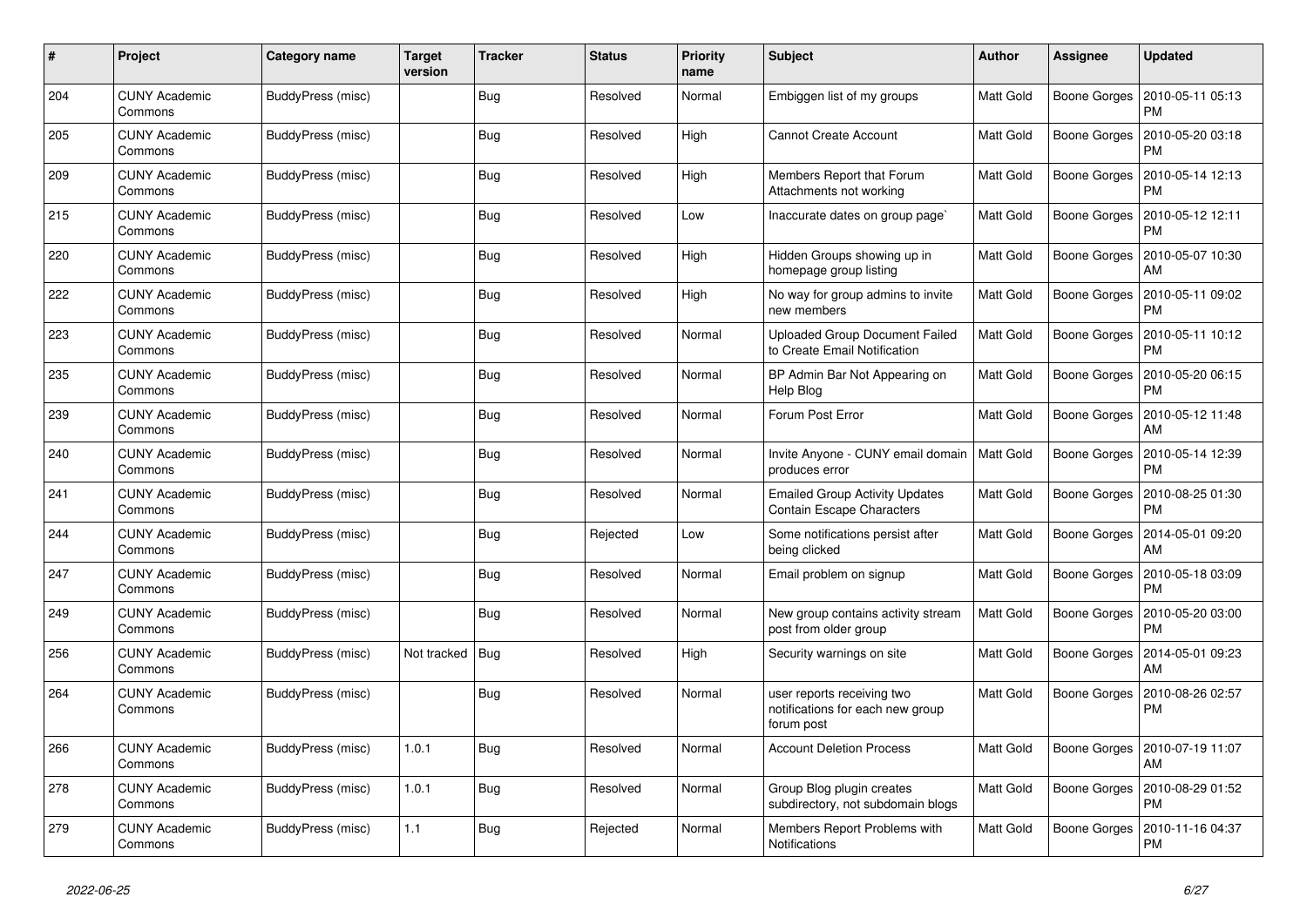| # | Project | Category name | Target version | Tracker | Status | Priority name | Subject | Author | Assignee | Updated |
|---|---|---|---|---|---|---|---|---|---|---|
| 204 | CUNY Academic Commons | BuddyPress (misc) | | Bug | Resolved | Normal | Embiggen list of my groups | Matt Gold | Boone Gorges | 2010-05-11 05:13 PM |
| 205 | CUNY Academic Commons | BuddyPress (misc) | | Bug | Resolved | High | Cannot Create Account | Matt Gold | Boone Gorges | 2010-05-20 03:18 PM |
| 209 | CUNY Academic Commons | BuddyPress (misc) | | Bug | Resolved | High | Members Report that Forum Attachments not working | Matt Gold | Boone Gorges | 2010-05-14 12:13 PM |
| 215 | CUNY Academic Commons | BuddyPress (misc) | | Bug | Resolved | Low | Inaccurate dates on group page` | Matt Gold | Boone Gorges | 2010-05-12 12:11 PM |
| 220 | CUNY Academic Commons | BuddyPress (misc) | | Bug | Resolved | High | Hidden Groups showing up in homepage group listing | Matt Gold | Boone Gorges | 2010-05-07 10:30 AM |
| 222 | CUNY Academic Commons | BuddyPress (misc) | | Bug | Resolved | High | No way for group admins to invite new members | Matt Gold | Boone Gorges | 2010-05-11 09:02 PM |
| 223 | CUNY Academic Commons | BuddyPress (misc) | | Bug | Resolved | Normal | Uploaded Group Document Failed to Create Email Notification | Matt Gold | Boone Gorges | 2010-05-11 10:12 PM |
| 235 | CUNY Academic Commons | BuddyPress (misc) | | Bug | Resolved | Normal | BP Admin Bar Not Appearing on Help Blog | Matt Gold | Boone Gorges | 2010-05-20 06:15 PM |
| 239 | CUNY Academic Commons | BuddyPress (misc) | | Bug | Resolved | Normal | Forum Post Error | Matt Gold | Boone Gorges | 2010-05-12 11:48 AM |
| 240 | CUNY Academic Commons | BuddyPress (misc) | | Bug | Resolved | Normal | Invite Anyone - CUNY email domain produces error | Matt Gold | Boone Gorges | 2010-05-14 12:39 PM |
| 241 | CUNY Academic Commons | BuddyPress (misc) | | Bug | Resolved | Normal | Emailed Group Activity Updates Contain Escape Characters | Matt Gold | Boone Gorges | 2010-08-25 01:30 PM |
| 244 | CUNY Academic Commons | BuddyPress (misc) | | Bug | Rejected | Low | Some notifications persist after being clicked | Matt Gold | Boone Gorges | 2014-05-01 09:20 AM |
| 247 | CUNY Academic Commons | BuddyPress (misc) | | Bug | Resolved | Normal | Email problem on signup | Matt Gold | Boone Gorges | 2010-05-18 03:09 PM |
| 249 | CUNY Academic Commons | BuddyPress (misc) | | Bug | Resolved | Normal | New group contains activity stream post from older group | Matt Gold | Boone Gorges | 2010-05-20 03:00 PM |
| 256 | CUNY Academic Commons | BuddyPress (misc) | Not tracked | Bug | Resolved | High | Security warnings on site | Matt Gold | Boone Gorges | 2014-05-01 09:23 AM |
| 264 | CUNY Academic Commons | BuddyPress (misc) | | Bug | Resolved | Normal | user reports receiving two notifications for each new group forum post | Matt Gold | Boone Gorges | 2010-08-26 02:57 PM |
| 266 | CUNY Academic Commons | BuddyPress (misc) | 1.0.1 | Bug | Resolved | Normal | Account Deletion Process | Matt Gold | Boone Gorges | 2010-07-19 11:07 AM |
| 278 | CUNY Academic Commons | BuddyPress (misc) | 1.0.1 | Bug | Resolved | Normal | Group Blog plugin creates subdirectory, not subdomain blogs | Matt Gold | Boone Gorges | 2010-08-29 01:52 PM |
| 279 | CUNY Academic Commons | BuddyPress (misc) | 1.1 | Bug | Rejected | Normal | Members Report Problems with Notifications | Matt Gold | Boone Gorges | 2010-11-16 04:37 PM |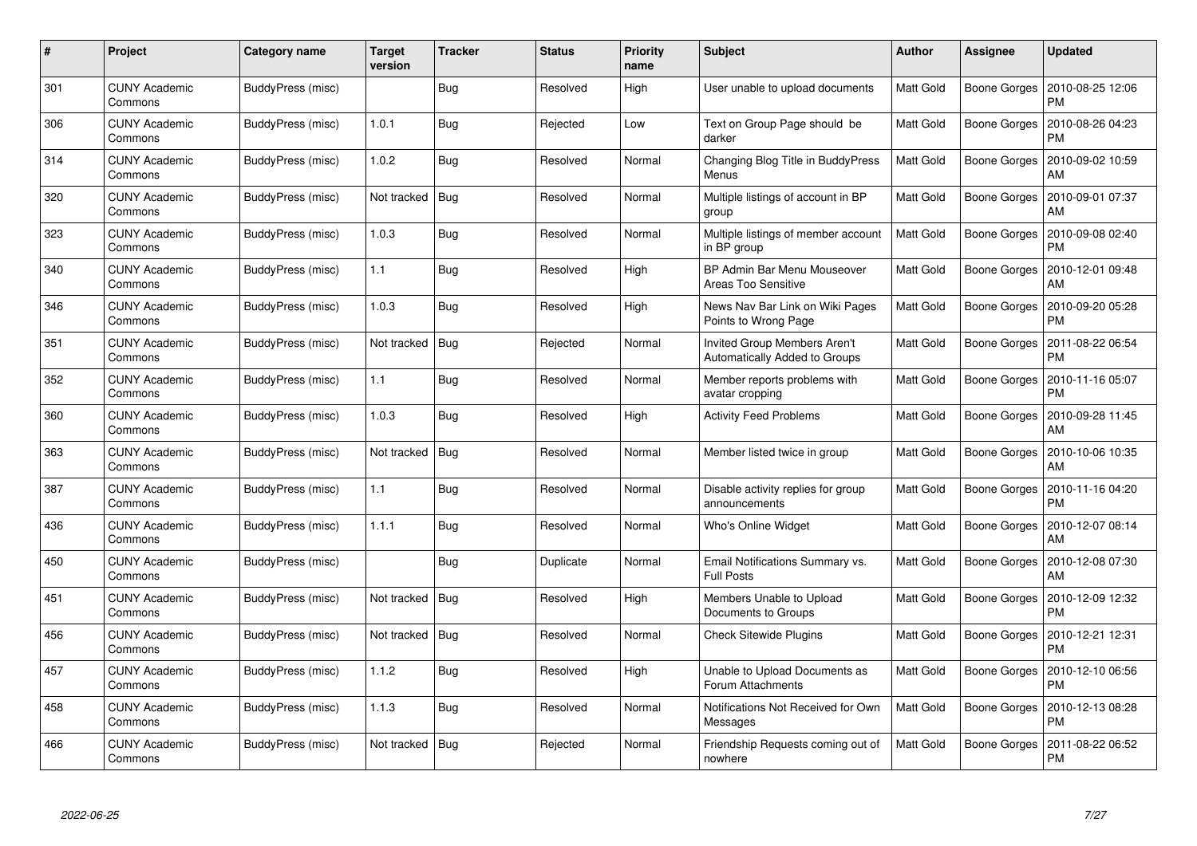| # | Project | Category name | Target version | Tracker | Status | Priority name | Subject | Author | Assignee | Updated |
|---|---|---|---|---|---|---|---|---|---|---|
| 301 | CUNY Academic Commons | BuddyPress (misc) | | Bug | Resolved | High | User unable to upload documents | Matt Gold | Boone Gorges | 2010-08-25 12:06 PM |
| 306 | CUNY Academic Commons | BuddyPress (misc) | 1.0.1 | Bug | Rejected | Low | Text on Group Page should be darker | Matt Gold | Boone Gorges | 2010-08-26 04:23 PM |
| 314 | CUNY Academic Commons | BuddyPress (misc) | 1.0.2 | Bug | Resolved | Normal | Changing Blog Title in BuddyPress Menus | Matt Gold | Boone Gorges | 2010-09-02 10:59 AM |
| 320 | CUNY Academic Commons | BuddyPress (misc) | Not tracked | Bug | Resolved | Normal | Multiple listings of account in BP group | Matt Gold | Boone Gorges | 2010-09-01 07:37 AM |
| 323 | CUNY Academic Commons | BuddyPress (misc) | 1.0.3 | Bug | Resolved | Normal | Multiple listings of member account in BP group | Matt Gold | Boone Gorges | 2010-09-08 02:40 PM |
| 340 | CUNY Academic Commons | BuddyPress (misc) | 1.1 | Bug | Resolved | High | BP Admin Bar Menu Mouseover Areas Too Sensitive | Matt Gold | Boone Gorges | 2010-12-01 09:48 AM |
| 346 | CUNY Academic Commons | BuddyPress (misc) | 1.0.3 | Bug | Resolved | High | News Nav Bar Link on Wiki Pages Points to Wrong Page | Matt Gold | Boone Gorges | 2010-09-20 05:28 PM |
| 351 | CUNY Academic Commons | BuddyPress (misc) | Not tracked | Bug | Rejected | Normal | Invited Group Members Aren't Automatically Added to Groups | Matt Gold | Boone Gorges | 2011-08-22 06:54 PM |
| 352 | CUNY Academic Commons | BuddyPress (misc) | 1.1 | Bug | Resolved | Normal | Member reports problems with avatar cropping | Matt Gold | Boone Gorges | 2010-11-16 05:07 PM |
| 360 | CUNY Academic Commons | BuddyPress (misc) | 1.0.3 | Bug | Resolved | High | Activity Feed Problems | Matt Gold | Boone Gorges | 2010-09-28 11:45 AM |
| 363 | CUNY Academic Commons | BuddyPress (misc) | Not tracked | Bug | Resolved | Normal | Member listed twice in group | Matt Gold | Boone Gorges | 2010-10-06 10:35 AM |
| 387 | CUNY Academic Commons | BuddyPress (misc) | 1.1 | Bug | Resolved | Normal | Disable activity replies for group announcements | Matt Gold | Boone Gorges | 2010-11-16 04:20 PM |
| 436 | CUNY Academic Commons | BuddyPress (misc) | 1.1.1 | Bug | Resolved | Normal | Who's Online Widget | Matt Gold | Boone Gorges | 2010-12-07 08:14 AM |
| 450 | CUNY Academic Commons | BuddyPress (misc) | | Bug | Duplicate | Normal | Email Notifications Summary vs. Full Posts | Matt Gold | Boone Gorges | 2010-12-08 07:30 AM |
| 451 | CUNY Academic Commons | BuddyPress (misc) | Not tracked | Bug | Resolved | High | Members Unable to Upload Documents to Groups | Matt Gold | Boone Gorges | 2010-12-09 12:32 PM |
| 456 | CUNY Academic Commons | BuddyPress (misc) | Not tracked | Bug | Resolved | Normal | Check Sitewide Plugins | Matt Gold | Boone Gorges | 2010-12-21 12:31 PM |
| 457 | CUNY Academic Commons | BuddyPress (misc) | 1.1.2 | Bug | Resolved | High | Unable to Upload Documents as Forum Attachments | Matt Gold | Boone Gorges | 2010-12-10 06:56 PM |
| 458 | CUNY Academic Commons | BuddyPress (misc) | 1.1.3 | Bug | Resolved | Normal | Notifications Not Received for Own Messages | Matt Gold | Boone Gorges | 2010-12-13 08:28 PM |
| 466 | CUNY Academic Commons | BuddyPress (misc) | Not tracked | Bug | Rejected | Normal | Friendship Requests coming out of nowhere | Matt Gold | Boone Gorges | 2011-08-22 06:52 PM |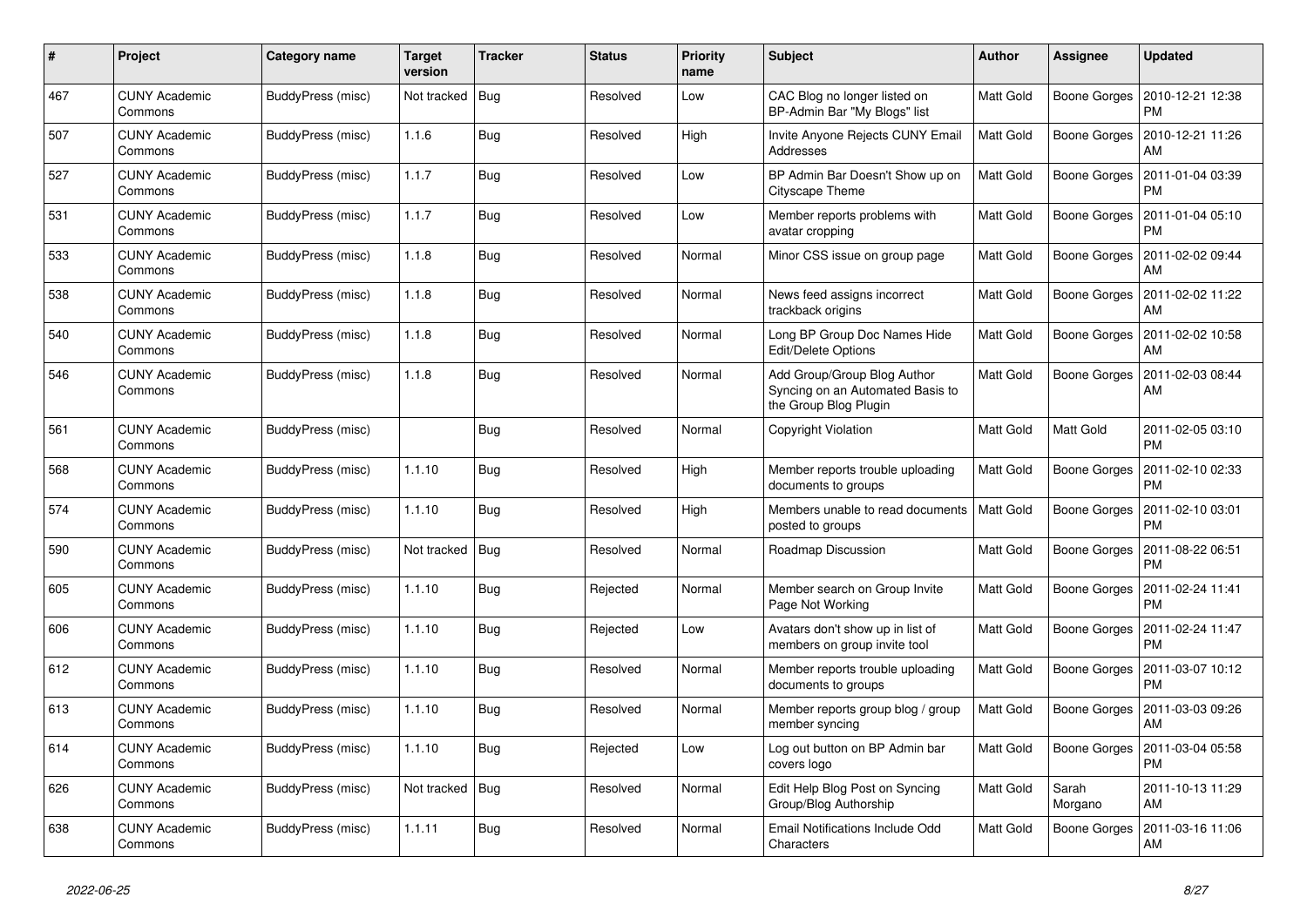| # | Project | Category name | Target version | Tracker | Status | Priority name | Subject | Author | Assignee | Updated |
|---|---|---|---|---|---|---|---|---|---|---|
| 467 | CUNY Academic Commons | BuddyPress (misc) | Not tracked | Bug | Resolved | Low | CAC Blog no longer listed on BP-Admin Bar "My Blogs" list | Matt Gold | Boone Gorges | 2010-12-21 12:38 PM |
| 507 | CUNY Academic Commons | BuddyPress (misc) | 1.1.6 | Bug | Resolved | High | Invite Anyone Rejects CUNY Email Addresses | Matt Gold | Boone Gorges | 2010-12-21 11:26 AM |
| 527 | CUNY Academic Commons | BuddyPress (misc) | 1.1.7 | Bug | Resolved | Low | BP Admin Bar Doesn't Show up on Cityscape Theme | Matt Gold | Boone Gorges | 2011-01-04 03:39 PM |
| 531 | CUNY Academic Commons | BuddyPress (misc) | 1.1.7 | Bug | Resolved | Low | Member reports problems with avatar cropping | Matt Gold | Boone Gorges | 2011-01-04 05:10 PM |
| 533 | CUNY Academic Commons | BuddyPress (misc) | 1.1.8 | Bug | Resolved | Normal | Minor CSS issue on group page | Matt Gold | Boone Gorges | 2011-02-02 09:44 AM |
| 538 | CUNY Academic Commons | BuddyPress (misc) | 1.1.8 | Bug | Resolved | Normal | News feed assigns incorrect trackback origins | Matt Gold | Boone Gorges | 2011-02-02 11:22 AM |
| 540 | CUNY Academic Commons | BuddyPress (misc) | 1.1.8 | Bug | Resolved | Normal | Long BP Group Doc Names Hide Edit/Delete Options | Matt Gold | Boone Gorges | 2011-02-02 10:58 AM |
| 546 | CUNY Academic Commons | BuddyPress (misc) | 1.1.8 | Bug | Resolved | Normal | Add Group/Group Blog Author Syncing on an Automated Basis to the Group Blog Plugin | Matt Gold | Boone Gorges | 2011-02-03 08:44 AM |
| 561 | CUNY Academic Commons | BuddyPress (misc) | | Bug | Resolved | Normal | Copyright Violation | Matt Gold | Matt Gold | 2011-02-05 03:10 PM |
| 568 | CUNY Academic Commons | BuddyPress (misc) | 1.1.10 | Bug | Resolved | High | Member reports trouble uploading documents to groups | Matt Gold | Boone Gorges | 2011-02-10 02:33 PM |
| 574 | CUNY Academic Commons | BuddyPress (misc) | 1.1.10 | Bug | Resolved | High | Members unable to read documents posted to groups | Matt Gold | Boone Gorges | 2011-02-10 03:01 PM |
| 590 | CUNY Academic Commons | BuddyPress (misc) | Not tracked | Bug | Resolved | Normal | Roadmap Discussion | Matt Gold | Boone Gorges | 2011-08-22 06:51 PM |
| 605 | CUNY Academic Commons | BuddyPress (misc) | 1.1.10 | Bug | Rejected | Normal | Member search on Group Invite Page Not Working | Matt Gold | Boone Gorges | 2011-02-24 11:41 PM |
| 606 | CUNY Academic Commons | BuddyPress (misc) | 1.1.10 | Bug | Rejected | Low | Avatars don't show up in list of members on group invite tool | Matt Gold | Boone Gorges | 2011-02-24 11:47 PM |
| 612 | CUNY Academic Commons | BuddyPress (misc) | 1.1.10 | Bug | Resolved | Normal | Member reports trouble uploading documents to groups | Matt Gold | Boone Gorges | 2011-03-07 10:12 PM |
| 613 | CUNY Academic Commons | BuddyPress (misc) | 1.1.10 | Bug | Resolved | Normal | Member reports group blog / group member syncing | Matt Gold | Boone Gorges | 2011-03-03 09:26 AM |
| 614 | CUNY Academic Commons | BuddyPress (misc) | 1.1.10 | Bug | Rejected | Low | Log out button on BP Admin bar covers logo | Matt Gold | Boone Gorges | 2011-03-04 05:58 PM |
| 626 | CUNY Academic Commons | BuddyPress (misc) | Not tracked | Bug | Resolved | Normal | Edit Help Blog Post on Syncing Group/Blog Authorship | Matt Gold | Sarah Morgano | 2011-10-13 11:29 AM |
| 638 | CUNY Academic Commons | BuddyPress (misc) | 1.1.11 | Bug | Resolved | Normal | Email Notifications Include Odd Characters | Matt Gold | Boone Gorges | 2011-03-16 11:06 AM |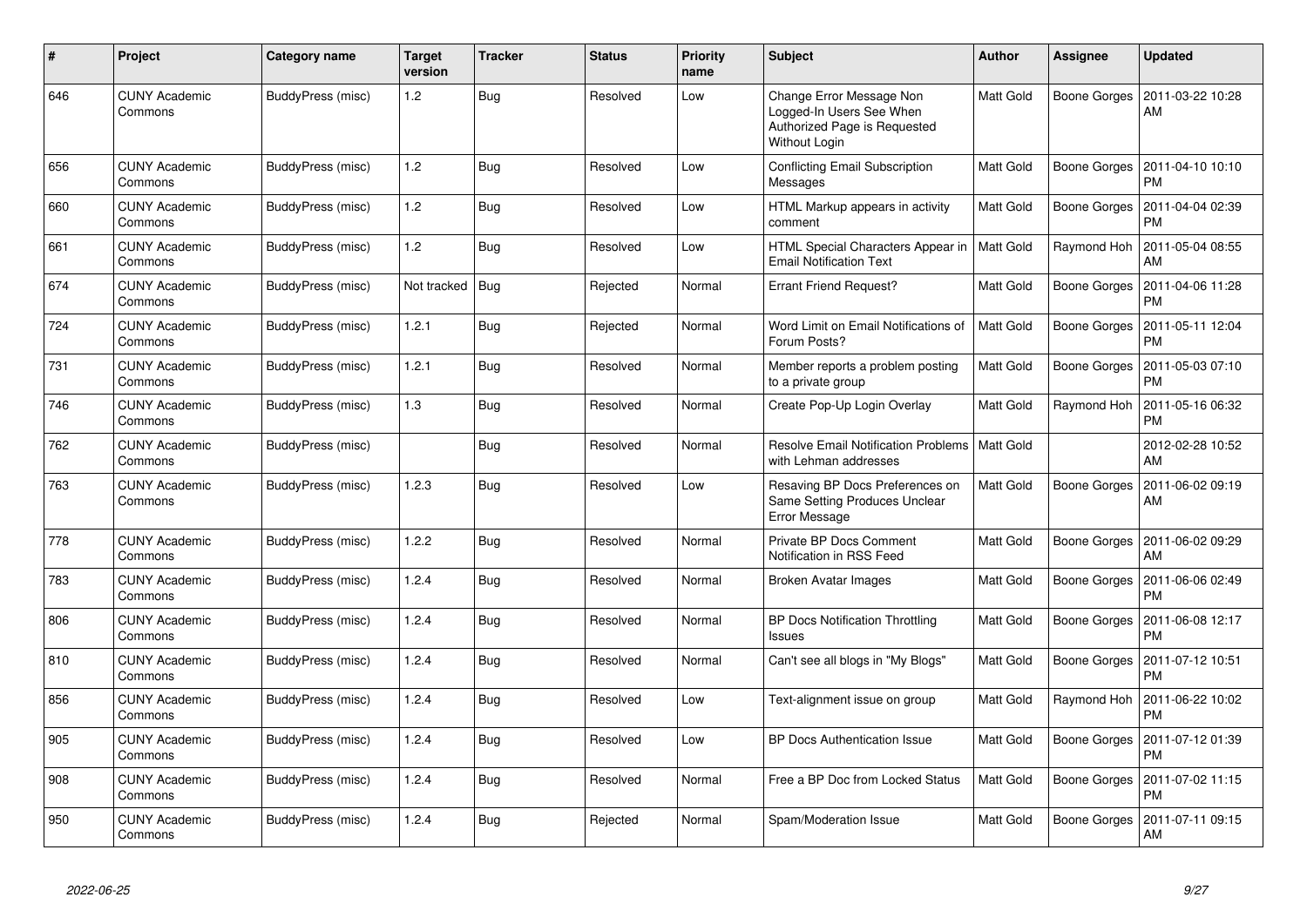| # | Project | Category name | Target version | Tracker | Status | Priority name | Subject | Author | Assignee | Updated |
|---|---|---|---|---|---|---|---|---|---|---|
| 646 | CUNY Academic Commons | BuddyPress (misc) | 1.2 | Bug | Resolved | Low | Change Error Message Non Logged-In Users See When Authorized Page is Requested Without Login | Matt Gold | Boone Gorges | 2011-03-22 10:28 AM |
| 656 | CUNY Academic Commons | BuddyPress (misc) | 1.2 | Bug | Resolved | Low | Conflicting Email Subscription Messages | Matt Gold | Boone Gorges | 2011-04-10 10:10 PM |
| 660 | CUNY Academic Commons | BuddyPress (misc) | 1.2 | Bug | Resolved | Low | HTML Markup appears in activity comment | Matt Gold | Boone Gorges | 2011-04-04 02:39 PM |
| 661 | CUNY Academic Commons | BuddyPress (misc) | 1.2 | Bug | Resolved | Low | HTML Special Characters Appear in Email Notification Text | Matt Gold | Raymond Hoh | 2011-05-04 08:55 AM |
| 674 | CUNY Academic Commons | BuddyPress (misc) | Not tracked | Bug | Rejected | Normal | Errant Friend Request? | Matt Gold | Boone Gorges | 2011-04-06 11:28 PM |
| 724 | CUNY Academic Commons | BuddyPress (misc) | 1.2.1 | Bug | Rejected | Normal | Word Limit on Email Notifications of Forum Posts? | Matt Gold | Boone Gorges | 2011-05-11 12:04 PM |
| 731 | CUNY Academic Commons | BuddyPress (misc) | 1.2.1 | Bug | Resolved | Normal | Member reports a problem posting to a private group | Matt Gold | Boone Gorges | 2011-05-03 07:10 PM |
| 746 | CUNY Academic Commons | BuddyPress (misc) | 1.3 | Bug | Resolved | Normal | Create Pop-Up Login Overlay | Matt Gold | Raymond Hoh | 2011-05-16 06:32 PM |
| 762 | CUNY Academic Commons | BuddyPress (misc) | | Bug | Resolved | Normal | Resolve Email Notification Problems with Lehman addresses | Matt Gold | | 2012-02-28 10:52 AM |
| 763 | CUNY Academic Commons | BuddyPress (misc) | 1.2.3 | Bug | Resolved | Low | Resaving BP Docs Preferences on Same Setting Produces Unclear Error Message | Matt Gold | Boone Gorges | 2011-06-02 09:19 AM |
| 778 | CUNY Academic Commons | BuddyPress (misc) | 1.2.2 | Bug | Resolved | Normal | Private BP Docs Comment Notification in RSS Feed | Matt Gold | Boone Gorges | 2011-06-02 09:29 AM |
| 783 | CUNY Academic Commons | BuddyPress (misc) | 1.2.4 | Bug | Resolved | Normal | Broken Avatar Images | Matt Gold | Boone Gorges | 2011-06-06 02:49 PM |
| 806 | CUNY Academic Commons | BuddyPress (misc) | 1.2.4 | Bug | Resolved | Normal | BP Docs Notification Throttling Issues | Matt Gold | Boone Gorges | 2011-06-08 12:17 PM |
| 810 | CUNY Academic Commons | BuddyPress (misc) | 1.2.4 | Bug | Resolved | Normal | Can't see all blogs in "My Blogs" | Matt Gold | Boone Gorges | 2011-07-12 10:51 PM |
| 856 | CUNY Academic Commons | BuddyPress (misc) | 1.2.4 | Bug | Resolved | Low | Text-alignment issue on group | Matt Gold | Raymond Hoh | 2011-06-22 10:02 PM |
| 905 | CUNY Academic Commons | BuddyPress (misc) | 1.2.4 | Bug | Resolved | Low | BP Docs Authentication Issue | Matt Gold | Boone Gorges | 2011-07-12 01:39 PM |
| 908 | CUNY Academic Commons | BuddyPress (misc) | 1.2.4 | Bug | Resolved | Normal | Free a BP Doc from Locked Status | Matt Gold | Boone Gorges | 2011-07-02 11:15 PM |
| 950 | CUNY Academic Commons | BuddyPress (misc) | 1.2.4 | Bug | Rejected | Normal | Spam/Moderation Issue | Matt Gold | Boone Gorges | 2011-07-11 09:15 AM |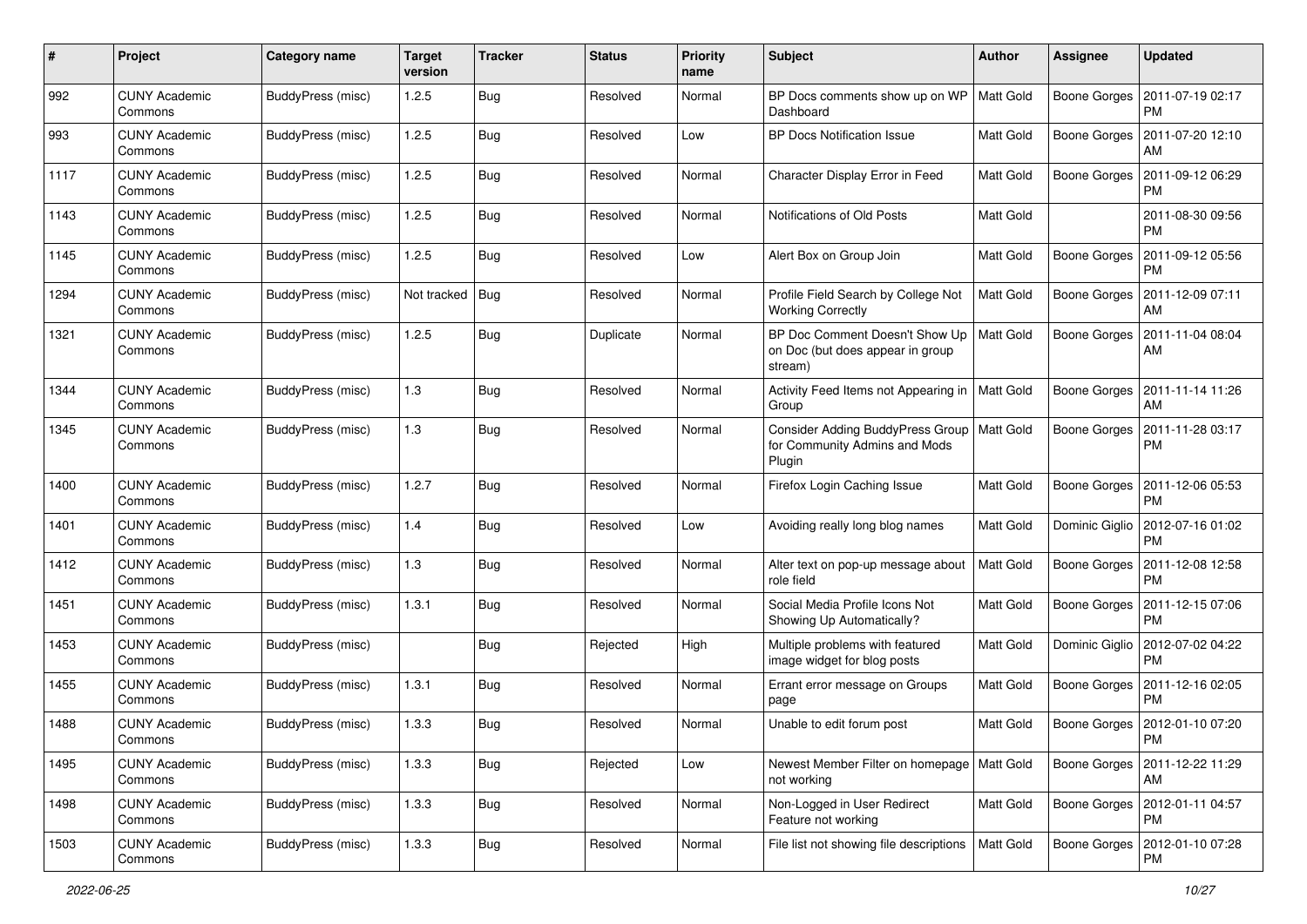| # | Project | Category name | Target version | Tracker | Status | Priority name | Subject | Author | Assignee | Updated |
|---|---|---|---|---|---|---|---|---|---|---|
| 992 | CUNY Academic Commons | BuddyPress (misc) | 1.2.5 | Bug | Resolved | Normal | BP Docs comments show up on WP Dashboard | Matt Gold | Boone Gorges | 2011-07-19 02:17 PM |
| 993 | CUNY Academic Commons | BuddyPress (misc) | 1.2.5 | Bug | Resolved | Low | BP Docs Notification Issue | Matt Gold | Boone Gorges | 2011-07-20 12:10 AM |
| 1117 | CUNY Academic Commons | BuddyPress (misc) | 1.2.5 | Bug | Resolved | Normal | Character Display Error in Feed | Matt Gold | Boone Gorges | 2011-09-12 06:29 PM |
| 1143 | CUNY Academic Commons | BuddyPress (misc) | 1.2.5 | Bug | Resolved | Normal | Notifications of Old Posts | Matt Gold | | 2011-08-30 09:56 PM |
| 1145 | CUNY Academic Commons | BuddyPress (misc) | 1.2.5 | Bug | Resolved | Low | Alert Box on Group Join | Matt Gold | Boone Gorges | 2011-09-12 05:56 PM |
| 1294 | CUNY Academic Commons | BuddyPress (misc) | Not tracked | Bug | Resolved | Normal | Profile Field Search by College Not Working Correctly | Matt Gold | Boone Gorges | 2011-12-09 07:11 AM |
| 1321 | CUNY Academic Commons | BuddyPress (misc) | 1.2.5 | Bug | Duplicate | Normal | BP Doc Comment Doesn't Show Up on Doc (but does appear in group stream) | Matt Gold | Boone Gorges | 2011-11-04 08:04 AM |
| 1344 | CUNY Academic Commons | BuddyPress (misc) | 1.3 | Bug | Resolved | Normal | Activity Feed Items not Appearing in Group | Matt Gold | Boone Gorges | 2011-11-14 11:26 AM |
| 1345 | CUNY Academic Commons | BuddyPress (misc) | 1.3 | Bug | Resolved | Normal | Consider Adding BuddyPress Group for Community Admins and Mods Plugin | Matt Gold | Boone Gorges | 2011-11-28 03:17 PM |
| 1400 | CUNY Academic Commons | BuddyPress (misc) | 1.2.7 | Bug | Resolved | Normal | Firefox Login Caching Issue | Matt Gold | Boone Gorges | 2011-12-06 05:53 PM |
| 1401 | CUNY Academic Commons | BuddyPress (misc) | 1.4 | Bug | Resolved | Low | Avoiding really long blog names | Matt Gold | Dominic Giglio | 2012-07-16 01:02 PM |
| 1412 | CUNY Academic Commons | BuddyPress (misc) | 1.3 | Bug | Resolved | Normal | Alter text on pop-up message about role field | Matt Gold | Boone Gorges | 2011-12-08 12:58 PM |
| 1451 | CUNY Academic Commons | BuddyPress (misc) | 1.3.1 | Bug | Resolved | Normal | Social Media Profile Icons Not Showing Up Automatically? | Matt Gold | Boone Gorges | 2011-12-15 07:06 PM |
| 1453 | CUNY Academic Commons | BuddyPress (misc) | | Bug | Rejected | High | Multiple problems with featured image widget for blog posts | Matt Gold | Dominic Giglio | 2012-07-02 04:22 PM |
| 1455 | CUNY Academic Commons | BuddyPress (misc) | 1.3.1 | Bug | Resolved | Normal | Errant error message on Groups page | Matt Gold | Boone Gorges | 2011-12-16 02:05 PM |
| 1488 | CUNY Academic Commons | BuddyPress (misc) | 1.3.3 | Bug | Resolved | Normal | Unable to edit forum post | Matt Gold | Boone Gorges | 2012-01-10 07:20 PM |
| 1495 | CUNY Academic Commons | BuddyPress (misc) | 1.3.3 | Bug | Rejected | Low | Newest Member Filter on homepage not working | Matt Gold | Boone Gorges | 2011-12-22 11:29 AM |
| 1498 | CUNY Academic Commons | BuddyPress (misc) | 1.3.3 | Bug | Resolved | Normal | Non-Logged in User Redirect Feature not working | Matt Gold | Boone Gorges | 2012-01-11 04:57 PM |
| 1503 | CUNY Academic Commons | BuddyPress (misc) | 1.3.3 | Bug | Resolved | Normal | File list not showing file descriptions | Matt Gold | Boone Gorges | 2012-01-10 07:28 PM |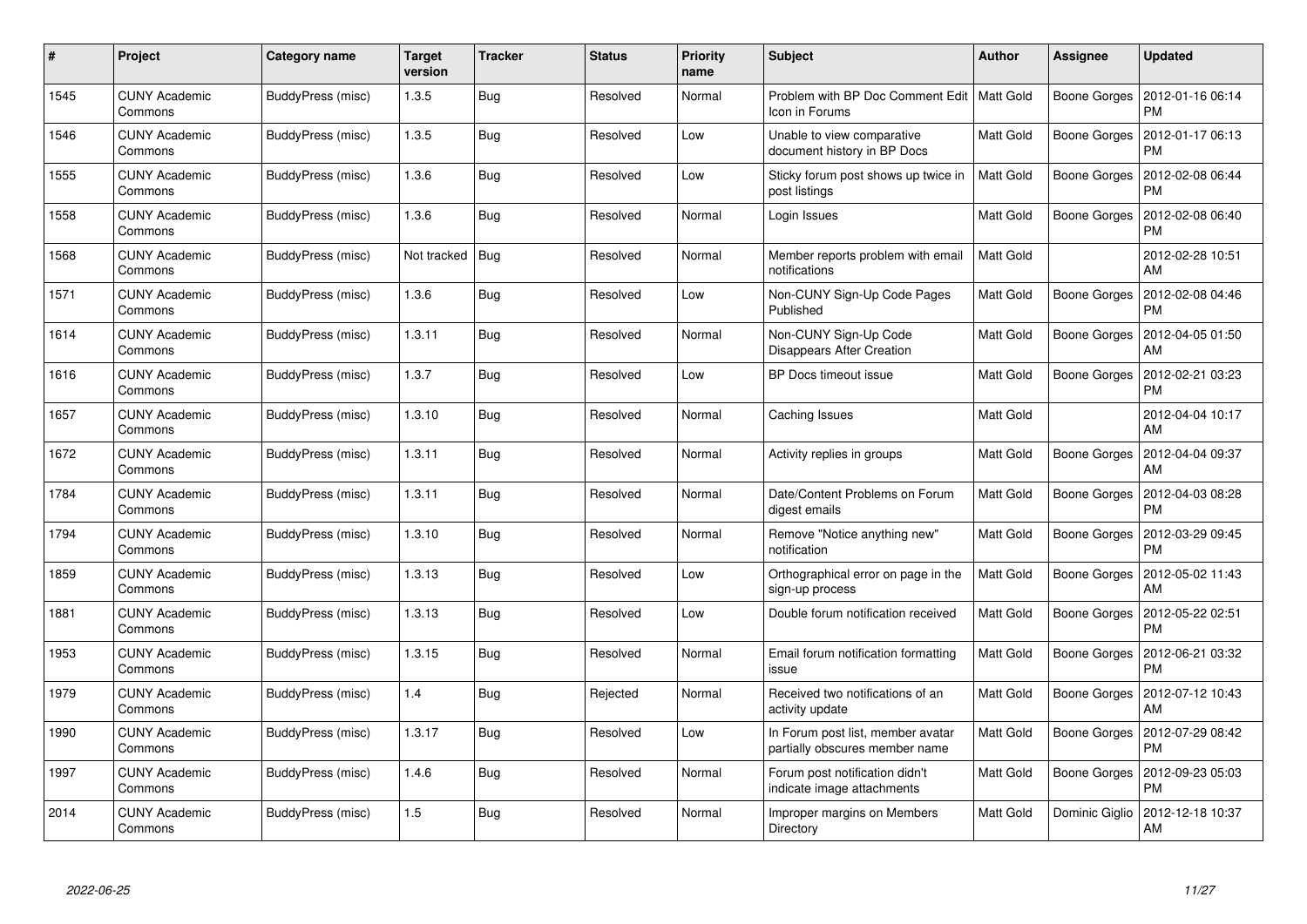| # | Project | Category name | Target version | Tracker | Status | Priority name | Subject | Author | Assignee | Updated |
|---|---|---|---|---|---|---|---|---|---|---|
| 1545 | CUNY Academic Commons | BuddyPress (misc) | 1.3.5 | Bug | Resolved | Normal | Problem with BP Doc Comment Edit Icon in Forums | Matt Gold | Boone Gorges | 2012-01-16 06:14 PM |
| 1546 | CUNY Academic Commons | BuddyPress (misc) | 1.3.5 | Bug | Resolved | Low | Unable to view comparative document history in BP Docs | Matt Gold | Boone Gorges | 2012-01-17 06:13 PM |
| 1555 | CUNY Academic Commons | BuddyPress (misc) | 1.3.6 | Bug | Resolved | Low | Sticky forum post shows up twice in post listings | Matt Gold | Boone Gorges | 2012-02-08 06:44 PM |
| 1558 | CUNY Academic Commons | BuddyPress (misc) | 1.3.6 | Bug | Resolved | Normal | Login Issues | Matt Gold | Boone Gorges | 2012-02-08 06:40 PM |
| 1568 | CUNY Academic Commons | BuddyPress (misc) | Not tracked | Bug | Resolved | Normal | Member reports problem with email notifications | Matt Gold | | 2012-02-28 10:51 AM |
| 1571 | CUNY Academic Commons | BuddyPress (misc) | 1.3.6 | Bug | Resolved | Low | Non-CUNY Sign-Up Code Pages Published | Matt Gold | Boone Gorges | 2012-02-08 04:46 PM |
| 1614 | CUNY Academic Commons | BuddyPress (misc) | 1.3.11 | Bug | Resolved | Normal | Non-CUNY Sign-Up Code Disappears After Creation | Matt Gold | Boone Gorges | 2012-04-05 01:50 AM |
| 1616 | CUNY Academic Commons | BuddyPress (misc) | 1.3.7 | Bug | Resolved | Low | BP Docs timeout issue | Matt Gold | Boone Gorges | 2012-02-21 03:23 PM |
| 1657 | CUNY Academic Commons | BuddyPress (misc) | 1.3.10 | Bug | Resolved | Normal | Caching Issues | Matt Gold | | 2012-04-04 10:17 AM |
| 1672 | CUNY Academic Commons | BuddyPress (misc) | 1.3.11 | Bug | Resolved | Normal | Activity replies in groups | Matt Gold | Boone Gorges | 2012-04-04 09:37 AM |
| 1784 | CUNY Academic Commons | BuddyPress (misc) | 1.3.11 | Bug | Resolved | Normal | Date/Content Problems on Forum digest emails | Matt Gold | Boone Gorges | 2012-04-03 08:28 PM |
| 1794 | CUNY Academic Commons | BuddyPress (misc) | 1.3.10 | Bug | Resolved | Normal | Remove "Notice anything new" notification | Matt Gold | Boone Gorges | 2012-03-29 09:45 PM |
| 1859 | CUNY Academic Commons | BuddyPress (misc) | 1.3.13 | Bug | Resolved | Low | Orthographical error on page in the sign-up process | Matt Gold | Boone Gorges | 2012-05-02 11:43 AM |
| 1881 | CUNY Academic Commons | BuddyPress (misc) | 1.3.13 | Bug | Resolved | Low | Double forum notification received | Matt Gold | Boone Gorges | 2012-05-22 02:51 PM |
| 1953 | CUNY Academic Commons | BuddyPress (misc) | 1.3.15 | Bug | Resolved | Normal | Email forum notification formatting issue | Matt Gold | Boone Gorges | 2012-06-21 03:32 PM |
| 1979 | CUNY Academic Commons | BuddyPress (misc) | 1.4 | Bug | Rejected | Normal | Received two notifications of an activity update | Matt Gold | Boone Gorges | 2012-07-12 10:43 AM |
| 1990 | CUNY Academic Commons | BuddyPress (misc) | 1.3.17 | Bug | Resolved | Low | In Forum post list, member avatar partially obscures member name | Matt Gold | Boone Gorges | 2012-07-29 08:42 PM |
| 1997 | CUNY Academic Commons | BuddyPress (misc) | 1.4.6 | Bug | Resolved | Normal | Forum post notification didn't indicate image attachments | Matt Gold | Boone Gorges | 2012-09-23 05:03 PM |
| 2014 | CUNY Academic Commons | BuddyPress (misc) | 1.5 | Bug | Resolved | Normal | Improper margins on Members Directory | Matt Gold | Dominic Giglio | 2012-12-18 10:37 AM |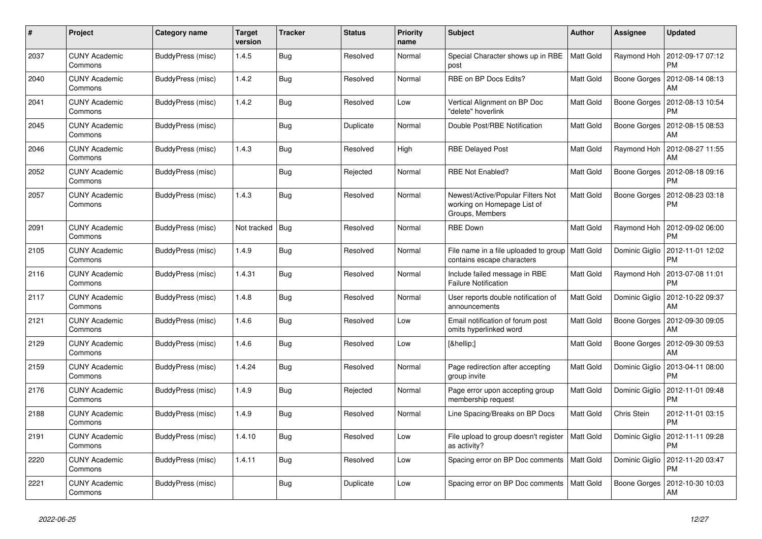| # | Project | Category name | Target version | Tracker | Status | Priority name | Subject | Author | Assignee | Updated |
|---|---|---|---|---|---|---|---|---|---|---|
| 2037 | CUNY Academic Commons | BuddyPress (misc) | 1.4.5 | Bug | Resolved | Normal | Special Character shows up in RBE post | Matt Gold | Raymond Hoh | 2012-09-17 07:12 PM |
| 2040 | CUNY Academic Commons | BuddyPress (misc) | 1.4.2 | Bug | Resolved | Normal | RBE on BP Docs Edits? | Matt Gold | Boone Gorges | 2012-08-14 08:13 AM |
| 2041 | CUNY Academic Commons | BuddyPress (misc) | 1.4.2 | Bug | Resolved | Low | Vertical Alignment on BP Doc "delete" hoverlink | Matt Gold | Boone Gorges | 2012-08-13 10:54 PM |
| 2045 | CUNY Academic Commons | BuddyPress (misc) | | Bug | Duplicate | Normal | Double Post/RBE Notification | Matt Gold | Boone Gorges | 2012-08-15 08:53 AM |
| 2046 | CUNY Academic Commons | BuddyPress (misc) | 1.4.3 | Bug | Resolved | High | RBE Delayed Post | Matt Gold | Raymond Hoh | 2012-08-27 11:55 AM |
| 2052 | CUNY Academic Commons | BuddyPress (misc) | | Bug | Rejected | Normal | RBE Not Enabled? | Matt Gold | Boone Gorges | 2012-08-18 09:16 PM |
| 2057 | CUNY Academic Commons | BuddyPress (misc) | 1.4.3 | Bug | Resolved | Normal | Newest/Active/Popular Filters Not working on Homepage List of Groups, Members | Matt Gold | Boone Gorges | 2012-08-23 03:18 PM |
| 2091 | CUNY Academic Commons | BuddyPress (misc) | Not tracked | Bug | Resolved | Normal | RBE Down | Matt Gold | Raymond Hoh | 2012-09-02 06:00 PM |
| 2105 | CUNY Academic Commons | BuddyPress (misc) | 1.4.9 | Bug | Resolved | Normal | File name in a file uploaded to group contains escape characters | Matt Gold | Dominic Giglio | 2012-11-01 12:02 PM |
| 2116 | CUNY Academic Commons | BuddyPress (misc) | 1.4.31 | Bug | Resolved | Normal | Include failed message in RBE Failure Notification | Matt Gold | Raymond Hoh | 2013-07-08 11:01 PM |
| 2117 | CUNY Academic Commons | BuddyPress (misc) | 1.4.8 | Bug | Resolved | Normal | User reports double notification of announcements | Matt Gold | Dominic Giglio | 2012-10-22 09:37 AM |
| 2121 | CUNY Academic Commons | BuddyPress (misc) | 1.4.6 | Bug | Resolved | Low | Email notification of forum post omits hyperlinked word | Matt Gold | Boone Gorges | 2012-09-30 09:05 AM |
| 2129 | CUNY Academic Commons | BuddyPress (misc) | 1.4.6 | Bug | Resolved | Low | [&hellip;] | Matt Gold | Boone Gorges | 2012-09-30 09:53 AM |
| 2159 | CUNY Academic Commons | BuddyPress (misc) | 1.4.24 | Bug | Resolved | Normal | Page redirection after accepting group invite | Matt Gold | Dominic Giglio | 2013-04-11 08:00 PM |
| 2176 | CUNY Academic Commons | BuddyPress (misc) | 1.4.9 | Bug | Rejected | Normal | Page error upon accepting group membership request | Matt Gold | Dominic Giglio | 2012-11-01 09:48 PM |
| 2188 | CUNY Academic Commons | BuddyPress (misc) | 1.4.9 | Bug | Resolved | Normal | Line Spacing/Breaks on BP Docs | Matt Gold | Chris Stein | 2012-11-01 03:15 PM |
| 2191 | CUNY Academic Commons | BuddyPress (misc) | 1.4.10 | Bug | Resolved | Low | File upload to group doesn't register as activity? | Matt Gold | Dominic Giglio | 2012-11-11 09:28 PM |
| 2220 | CUNY Academic Commons | BuddyPress (misc) | 1.4.11 | Bug | Resolved | Low | Spacing error on BP Doc comments | Matt Gold | Dominic Giglio | 2012-11-20 03:47 PM |
| 2221 | CUNY Academic Commons | BuddyPress (misc) | | Bug | Duplicate | Low | Spacing error on BP Doc comments | Matt Gold | Boone Gorges | 2012-10-30 10:03 AM |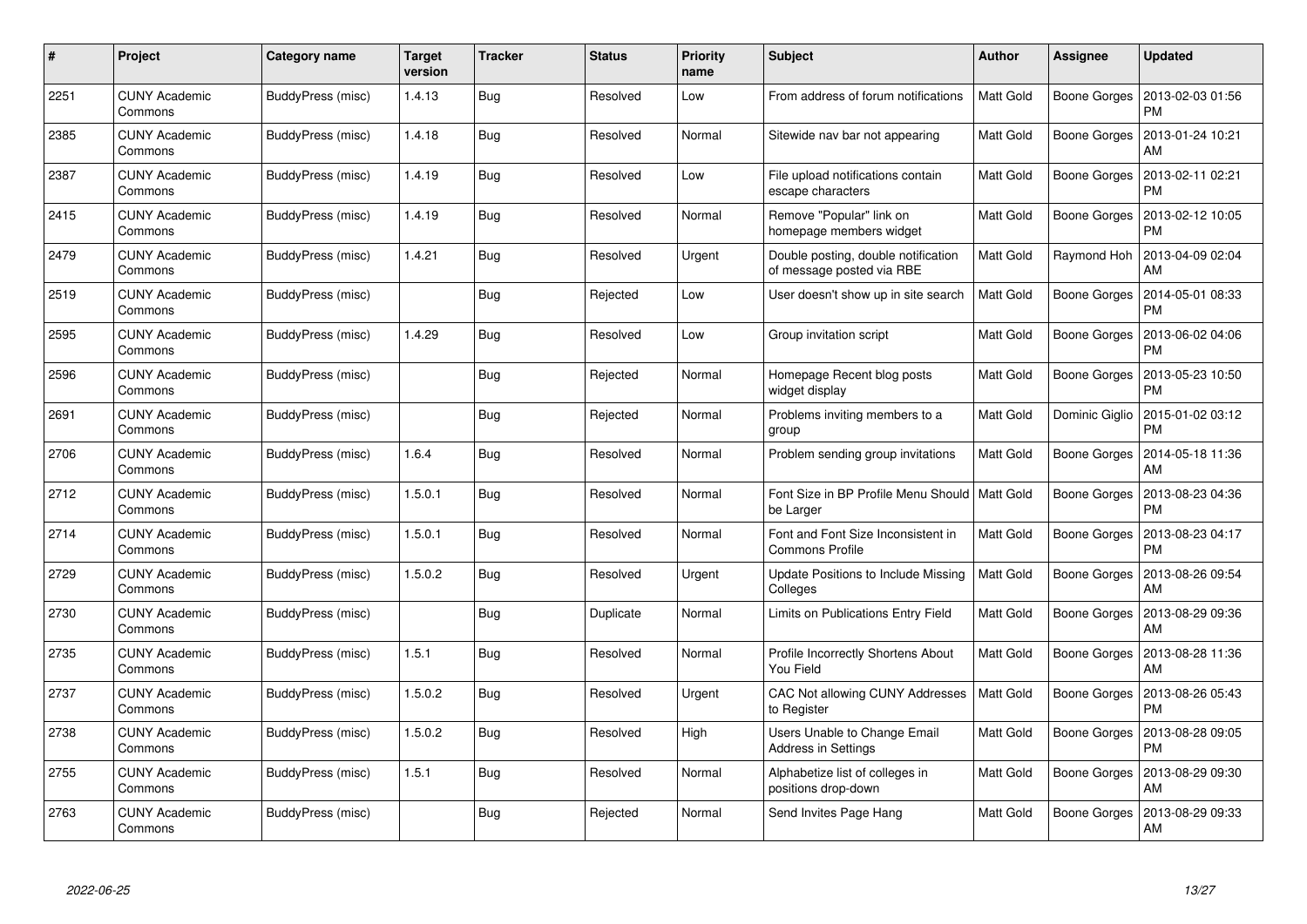| # | Project | Category name | Target version | Tracker | Status | Priority name | Subject | Author | Assignee | Updated |
|---|---|---|---|---|---|---|---|---|---|---|
| 2251 | CUNY Academic Commons | BuddyPress (misc) | 1.4.13 | Bug | Resolved | Low | From address of forum notifications | Matt Gold | Boone Gorges | 2013-02-03 01:56 PM |
| 2385 | CUNY Academic Commons | BuddyPress (misc) | 1.4.18 | Bug | Resolved | Normal | Sitewide nav bar not appearing | Matt Gold | Boone Gorges | 2013-01-24 10:21 AM |
| 2387 | CUNY Academic Commons | BuddyPress (misc) | 1.4.19 | Bug | Resolved | Low | File upload notifications contain escape characters | Matt Gold | Boone Gorges | 2013-02-11 02:21 PM |
| 2415 | CUNY Academic Commons | BuddyPress (misc) | 1.4.19 | Bug | Resolved | Normal | Remove "Popular" link on homepage members widget | Matt Gold | Boone Gorges | 2013-02-12 10:05 PM |
| 2479 | CUNY Academic Commons | BuddyPress (misc) | 1.4.21 | Bug | Resolved | Urgent | Double posting, double notification of message posted via RBE | Matt Gold | Raymond Hoh | 2013-04-09 02:04 AM |
| 2519 | CUNY Academic Commons | BuddyPress (misc) | | Bug | Rejected | Low | User doesn't show up in site search | Matt Gold | Boone Gorges | 2014-05-01 08:33 PM |
| 2595 | CUNY Academic Commons | BuddyPress (misc) | 1.4.29 | Bug | Resolved | Low | Group invitation script | Matt Gold | Boone Gorges | 2013-06-02 04:06 PM |
| 2596 | CUNY Academic Commons | BuddyPress (misc) | | Bug | Rejected | Normal | Homepage Recent blog posts widget display | Matt Gold | Boone Gorges | 2013-05-23 10:50 PM |
| 2691 | CUNY Academic Commons | BuddyPress (misc) | | Bug | Rejected | Normal | Problems inviting members to a group | Matt Gold | Dominic Giglio | 2015-01-02 03:12 PM |
| 2706 | CUNY Academic Commons | BuddyPress (misc) | 1.6.4 | Bug | Resolved | Normal | Problem sending group invitations | Matt Gold | Boone Gorges | 2014-05-18 11:36 AM |
| 2712 | CUNY Academic Commons | BuddyPress (misc) | 1.5.0.1 | Bug | Resolved | Normal | Font Size in BP Profile Menu Should be Larger | Matt Gold | Boone Gorges | 2013-08-23 04:36 PM |
| 2714 | CUNY Academic Commons | BuddyPress (misc) | 1.5.0.1 | Bug | Resolved | Normal | Font and Font Size Inconsistent in Commons Profile | Matt Gold | Boone Gorges | 2013-08-23 04:17 PM |
| 2729 | CUNY Academic Commons | BuddyPress (misc) | 1.5.0.2 | Bug | Resolved | Urgent | Update Positions to Include Missing Colleges | Matt Gold | Boone Gorges | 2013-08-26 09:54 AM |
| 2730 | CUNY Academic Commons | BuddyPress (misc) | | Bug | Duplicate | Normal | Limits on Publications Entry Field | Matt Gold | Boone Gorges | 2013-08-29 09:36 AM |
| 2735 | CUNY Academic Commons | BuddyPress (misc) | 1.5.1 | Bug | Resolved | Normal | Profile Incorrectly Shortens About You Field | Matt Gold | Boone Gorges | 2013-08-28 11:36 AM |
| 2737 | CUNY Academic Commons | BuddyPress (misc) | 1.5.0.2 | Bug | Resolved | Urgent | CAC Not allowing CUNY Addresses to Register | Matt Gold | Boone Gorges | 2013-08-26 05:43 PM |
| 2738 | CUNY Academic Commons | BuddyPress (misc) | 1.5.0.2 | Bug | Resolved | High | Users Unable to Change Email Address in Settings | Matt Gold | Boone Gorges | 2013-08-28 09:05 PM |
| 2755 | CUNY Academic Commons | BuddyPress (misc) | 1.5.1 | Bug | Resolved | Normal | Alphabetize list of colleges in positions drop-down | Matt Gold | Boone Gorges | 2013-08-29 09:30 AM |
| 2763 | CUNY Academic Commons | BuddyPress (misc) | | Bug | Rejected | Normal | Send Invites Page Hang | Matt Gold | Boone Gorges | 2013-08-29 09:33 AM |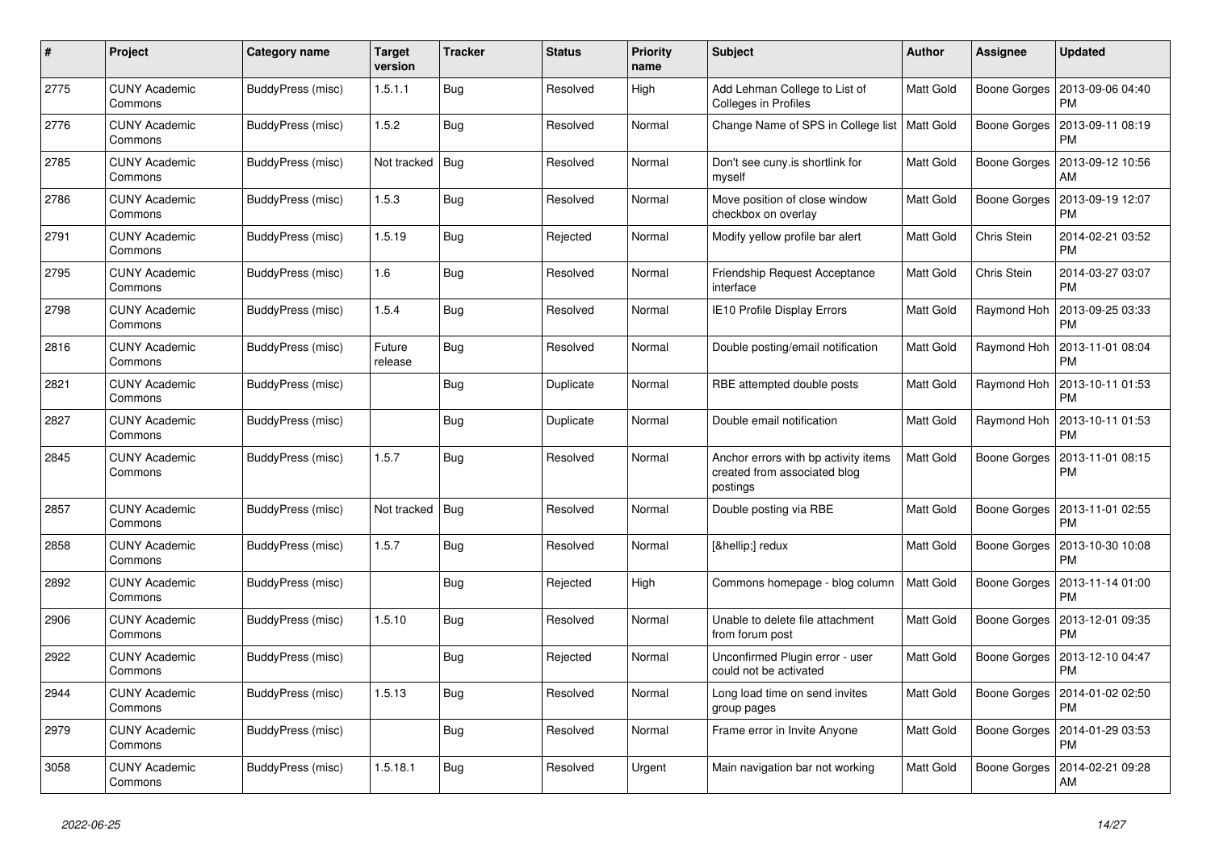| # | Project | Category name | Target version | Tracker | Status | Priority name | Subject | Author | Assignee | Updated |
|---|---|---|---|---|---|---|---|---|---|---|
| 2775 | CUNY Academic Commons | BuddyPress (misc) | 1.5.1.1 | Bug | Resolved | High | Add Lehman College to List of Colleges in Profiles | Matt Gold | Boone Gorges | 2013-09-06 04:40 PM |
| 2776 | CUNY Academic Commons | BuddyPress (misc) | 1.5.2 | Bug | Resolved | Normal | Change Name of SPS in College list | Matt Gold | Boone Gorges | 2013-09-11 08:19 PM |
| 2785 | CUNY Academic Commons | BuddyPress (misc) | Not tracked | Bug | Resolved | Normal | Don't see cuny.is shortlink for myself | Matt Gold | Boone Gorges | 2013-09-12 10:56 AM |
| 2786 | CUNY Academic Commons | BuddyPress (misc) | 1.5.3 | Bug | Resolved | Normal | Move position of close window checkbox on overlay | Matt Gold | Boone Gorges | 2013-09-19 12:07 PM |
| 2791 | CUNY Academic Commons | BuddyPress (misc) | 1.5.19 | Bug | Rejected | Normal | Modify yellow profile bar alert | Matt Gold | Chris Stein | 2014-02-21 03:52 PM |
| 2795 | CUNY Academic Commons | BuddyPress (misc) | 1.6 | Bug | Resolved | Normal | Friendship Request Acceptance interface | Matt Gold | Chris Stein | 2014-03-27 03:07 PM |
| 2798 | CUNY Academic Commons | BuddyPress (misc) | 1.5.4 | Bug | Resolved | Normal | IE10 Profile Display Errors | Matt Gold | Raymond Hoh | 2013-09-25 03:33 PM |
| 2816 | CUNY Academic Commons | BuddyPress (misc) | Future release | Bug | Resolved | Normal | Double posting/email notification | Matt Gold | Raymond Hoh | 2013-11-01 08:04 PM |
| 2821 | CUNY Academic Commons | BuddyPress (misc) | | Bug | Duplicate | Normal | RBE attempted double posts | Matt Gold | Raymond Hoh | 2013-10-11 01:53 PM |
| 2827 | CUNY Academic Commons | BuddyPress (misc) | | Bug | Duplicate | Normal | Double email notification | Matt Gold | Raymond Hoh | 2013-10-11 01:53 PM |
| 2845 | CUNY Academic Commons | BuddyPress (misc) | 1.5.7 | Bug | Resolved | Normal | Anchor errors with bp activity items created from associated blog postings | Matt Gold | Boone Gorges | 2013-11-01 08:15 PM |
| 2857 | CUNY Academic Commons | BuddyPress (misc) | Not tracked | Bug | Resolved | Normal | Double posting via RBE | Matt Gold | Boone Gorges | 2013-11-01 02:55 PM |
| 2858 | CUNY Academic Commons | BuddyPress (misc) | 1.5.7 | Bug | Resolved | Normal | [&hellip;] redux | Matt Gold | Boone Gorges | 2013-10-30 10:08 PM |
| 2892 | CUNY Academic Commons | BuddyPress (misc) | | Bug | Rejected | High | Commons homepage - blog column | Matt Gold | Boone Gorges | 2013-11-14 01:00 PM |
| 2906 | CUNY Academic Commons | BuddyPress (misc) | 1.5.10 | Bug | Resolved | Normal | Unable to delete file attachment from forum post | Matt Gold | Boone Gorges | 2013-12-01 09:35 PM |
| 2922 | CUNY Academic Commons | BuddyPress (misc) | | Bug | Rejected | Normal | Unconfirmed Plugin error - user could not be activated | Matt Gold | Boone Gorges | 2013-12-10 04:47 PM |
| 2944 | CUNY Academic Commons | BuddyPress (misc) | 1.5.13 | Bug | Resolved | Normal | Long load time on send invites group pages | Matt Gold | Boone Gorges | 2014-01-02 02:50 PM |
| 2979 | CUNY Academic Commons | BuddyPress (misc) | | Bug | Resolved | Normal | Frame error in Invite Anyone | Matt Gold | Boone Gorges | 2014-01-29 03:53 PM |
| 3058 | CUNY Academic Commons | BuddyPress (misc) | 1.5.18.1 | Bug | Resolved | Urgent | Main navigation bar not working | Matt Gold | Boone Gorges | 2014-02-21 09:28 AM |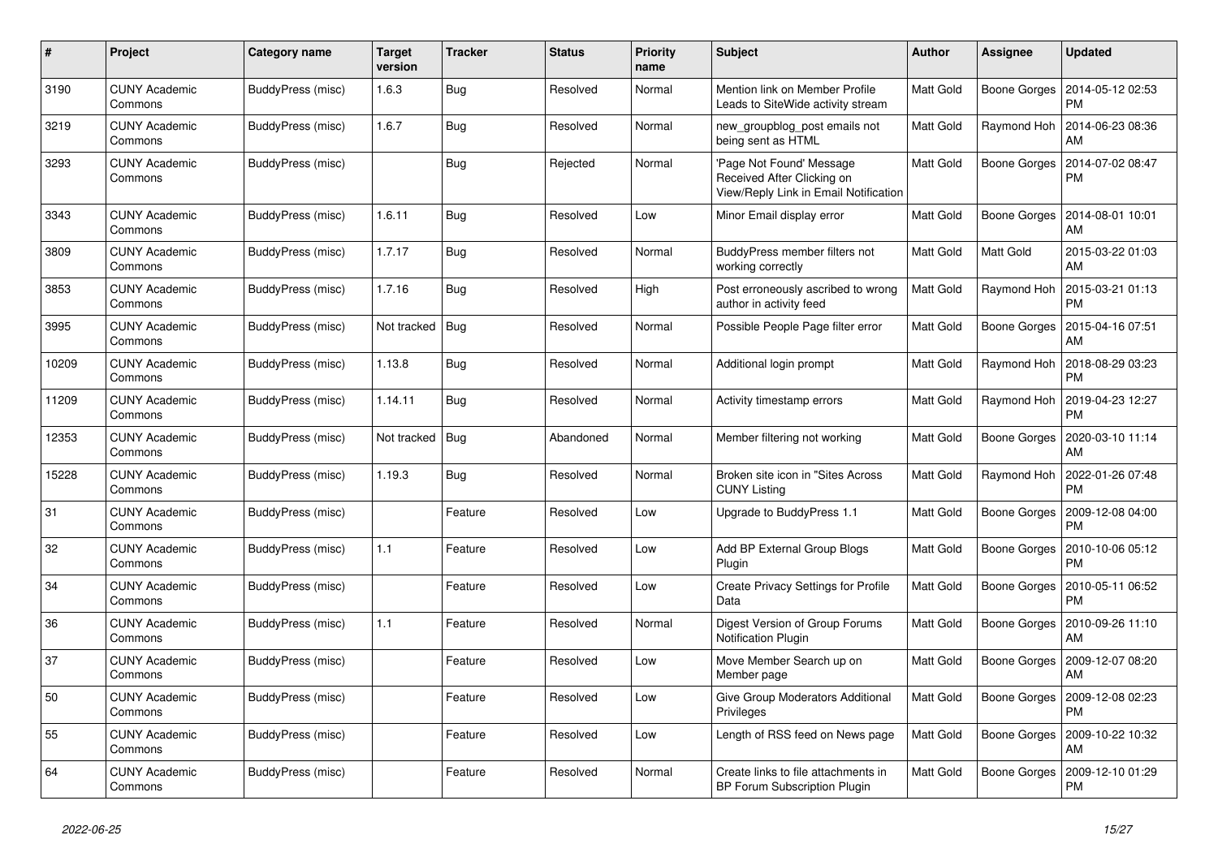| # | Project | Category name | Target version | Tracker | Status | Priority name | Subject | Author | Assignee | Updated |
|---|---|---|---|---|---|---|---|---|---|---|
| 3190 | CUNY Academic Commons | BuddyPress (misc) | 1.6.3 | Bug | Resolved | Normal | Mention link on Member Profile Leads to SiteWide activity stream | Matt Gold | Boone Gorges | 2014-05-12 02:53 PM |
| 3219 | CUNY Academic Commons | BuddyPress (misc) | 1.6.7 | Bug | Resolved | Normal | new_groupblog_post emails not being sent as HTML | Matt Gold | Raymond Hoh | 2014-06-23 08:36 AM |
| 3293 | CUNY Academic Commons | BuddyPress (misc) | | Bug | Rejected | Normal | 'Page Not Found' Message Received After Clicking on View/Reply Link in Email Notification | Matt Gold | Boone Gorges | 2014-07-02 08:47 PM |
| 3343 | CUNY Academic Commons | BuddyPress (misc) | 1.6.11 | Bug | Resolved | Low | Minor Email display error | Matt Gold | Boone Gorges | 2014-08-01 10:01 AM |
| 3809 | CUNY Academic Commons | BuddyPress (misc) | 1.7.17 | Bug | Resolved | Normal | BuddyPress member filters not working correctly | Matt Gold | Matt Gold | 2015-03-22 01:03 AM |
| 3853 | CUNY Academic Commons | BuddyPress (misc) | 1.7.16 | Bug | Resolved | High | Post erroneously ascribed to wrong author in activity feed | Matt Gold | Raymond Hoh | 2015-03-21 01:13 PM |
| 3995 | CUNY Academic Commons | BuddyPress (misc) | Not tracked | Bug | Resolved | Normal | Possible People Page filter error | Matt Gold | Boone Gorges | 2015-04-16 07:51 AM |
| 10209 | CUNY Academic Commons | BuddyPress (misc) | 1.13.8 | Bug | Resolved | Normal | Additional login prompt | Matt Gold | Raymond Hoh | 2018-08-29 03:23 PM |
| 11209 | CUNY Academic Commons | BuddyPress (misc) | 1.14.11 | Bug | Resolved | Normal | Activity timestamp errors | Matt Gold | Raymond Hoh | 2019-04-23 12:27 PM |
| 12353 | CUNY Academic Commons | BuddyPress (misc) | Not tracked | Bug | Abandoned | Normal | Member filtering not working | Matt Gold | Boone Gorges | 2020-03-10 11:14 AM |
| 15228 | CUNY Academic Commons | BuddyPress (misc) | 1.19.3 | Bug | Resolved | Normal | Broken site icon in "Sites Across CUNY Listing | Matt Gold | Raymond Hoh | 2022-01-26 07:48 PM |
| 31 | CUNY Academic Commons | BuddyPress (misc) | | Feature | Resolved | Low | Upgrade to BuddyPress 1.1 | Matt Gold | Boone Gorges | 2009-12-08 04:00 PM |
| 32 | CUNY Academic Commons | BuddyPress (misc) | 1.1 | Feature | Resolved | Low | Add BP External Group Blogs Plugin | Matt Gold | Boone Gorges | 2010-10-06 05:12 PM |
| 34 | CUNY Academic Commons | BuddyPress (misc) | | Feature | Resolved | Low | Create Privacy Settings for Profile Data | Matt Gold | Boone Gorges | 2010-05-11 06:52 PM |
| 36 | CUNY Academic Commons | BuddyPress (misc) | 1.1 | Feature | Resolved | Normal | Digest Version of Group Forums Notification Plugin | Matt Gold | Boone Gorges | 2010-09-26 11:10 AM |
| 37 | CUNY Academic Commons | BuddyPress (misc) | | Feature | Resolved | Low | Move Member Search up on Member page | Matt Gold | Boone Gorges | 2009-12-07 08:20 AM |
| 50 | CUNY Academic Commons | BuddyPress (misc) | | Feature | Resolved | Low | Give Group Moderators Additional Privileges | Matt Gold | Boone Gorges | 2009-12-08 02:23 PM |
| 55 | CUNY Academic Commons | BuddyPress (misc) | | Feature | Resolved | Low | Length of RSS feed on News page | Matt Gold | Boone Gorges | 2009-10-22 10:32 AM |
| 64 | CUNY Academic Commons | BuddyPress (misc) | | Feature | Resolved | Normal | Create links to file attachments in BP Forum Subscription Plugin | Matt Gold | Boone Gorges | 2009-12-10 01:29 PM |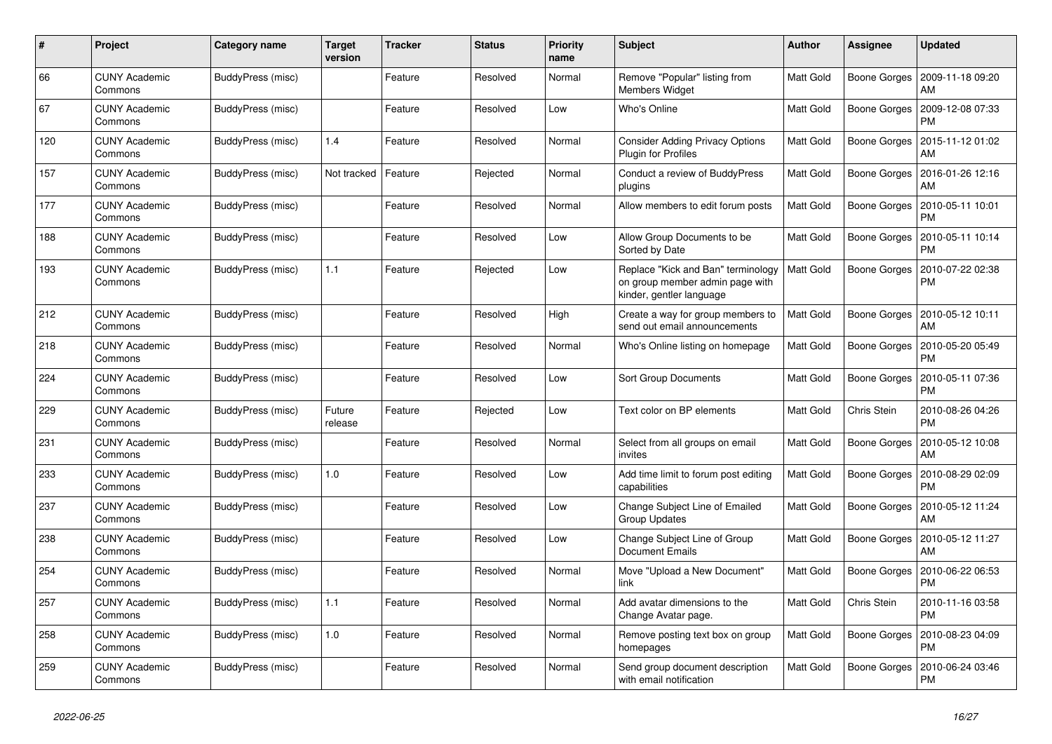| # | Project | Category name | Target version | Tracker | Status | Priority name | Subject | Author | Assignee | Updated |
|---|---|---|---|---|---|---|---|---|---|---|
| 66 | CUNY Academic Commons | BuddyPress (misc) | | Feature | Resolved | Normal | Remove "Popular" listing from Members Widget | Matt Gold | Boone Gorges | 2009-11-18 09:20 AM |
| 67 | CUNY Academic Commons | BuddyPress (misc) | | Feature | Resolved | Low | Who's Online | Matt Gold | Boone Gorges | 2009-12-08 07:33 PM |
| 120 | CUNY Academic Commons | BuddyPress (misc) | 1.4 | Feature | Resolved | Normal | Consider Adding Privacy Options Plugin for Profiles | Matt Gold | Boone Gorges | 2015-11-12 01:02 AM |
| 157 | CUNY Academic Commons | BuddyPress (misc) | Not tracked | Feature | Rejected | Normal | Conduct a review of BuddyPress plugins | Matt Gold | Boone Gorges | 2016-01-26 12:16 AM |
| 177 | CUNY Academic Commons | BuddyPress (misc) | | Feature | Resolved | Normal | Allow members to edit forum posts | Matt Gold | Boone Gorges | 2010-05-11 10:01 PM |
| 188 | CUNY Academic Commons | BuddyPress (misc) | | Feature | Resolved | Low | Allow Group Documents to be Sorted by Date | Matt Gold | Boone Gorges | 2010-05-11 10:14 PM |
| 193 | CUNY Academic Commons | BuddyPress (misc) | 1.1 | Feature | Rejected | Low | Replace "Kick and Ban" terminology on group member admin page with kinder, gentler language | Matt Gold | Boone Gorges | 2010-07-22 02:38 PM |
| 212 | CUNY Academic Commons | BuddyPress (misc) | | Feature | Resolved | High | Create a way for group members to send out email announcements | Matt Gold | Boone Gorges | 2010-05-12 10:11 AM |
| 218 | CUNY Academic Commons | BuddyPress (misc) | | Feature | Resolved | Normal | Who's Online listing on homepage | Matt Gold | Boone Gorges | 2010-05-20 05:49 PM |
| 224 | CUNY Academic Commons | BuddyPress (misc) | | Feature | Resolved | Low | Sort Group Documents | Matt Gold | Boone Gorges | 2010-05-11 07:36 PM |
| 229 | CUNY Academic Commons | BuddyPress (misc) | Future release | Feature | Rejected | Low | Text color on BP elements | Matt Gold | Chris Stein | 2010-08-26 04:26 PM |
| 231 | CUNY Academic Commons | BuddyPress (misc) | | Feature | Resolved | Normal | Select from all groups on email invites | Matt Gold | Boone Gorges | 2010-05-12 10:08 AM |
| 233 | CUNY Academic Commons | BuddyPress (misc) | 1.0 | Feature | Resolved | Low | Add time limit to forum post editing capabilities | Matt Gold | Boone Gorges | 2010-08-29 02:09 PM |
| 237 | CUNY Academic Commons | BuddyPress (misc) | | Feature | Resolved | Low | Change Subject Line of Emailed Group Updates | Matt Gold | Boone Gorges | 2010-05-12 11:24 AM |
| 238 | CUNY Academic Commons | BuddyPress (misc) | | Feature | Resolved | Low | Change Subject Line of Group Document Emails | Matt Gold | Boone Gorges | 2010-05-12 11:27 AM |
| 254 | CUNY Academic Commons | BuddyPress (misc) | | Feature | Resolved | Normal | Move "Upload a New Document" link | Matt Gold | Boone Gorges | 2010-06-22 06:53 PM |
| 257 | CUNY Academic Commons | BuddyPress (misc) | 1.1 | Feature | Resolved | Normal | Add avatar dimensions to the Change Avatar page. | Matt Gold | Chris Stein | 2010-11-16 03:58 PM |
| 258 | CUNY Academic Commons | BuddyPress (misc) | 1.0 | Feature | Resolved | Normal | Remove posting text box on group homepages | Matt Gold | Boone Gorges | 2010-08-23 04:09 PM |
| 259 | CUNY Academic Commons | BuddyPress (misc) | | Feature | Resolved | Normal | Send group document description with email notification | Matt Gold | Boone Gorges | 2010-06-24 03:46 PM |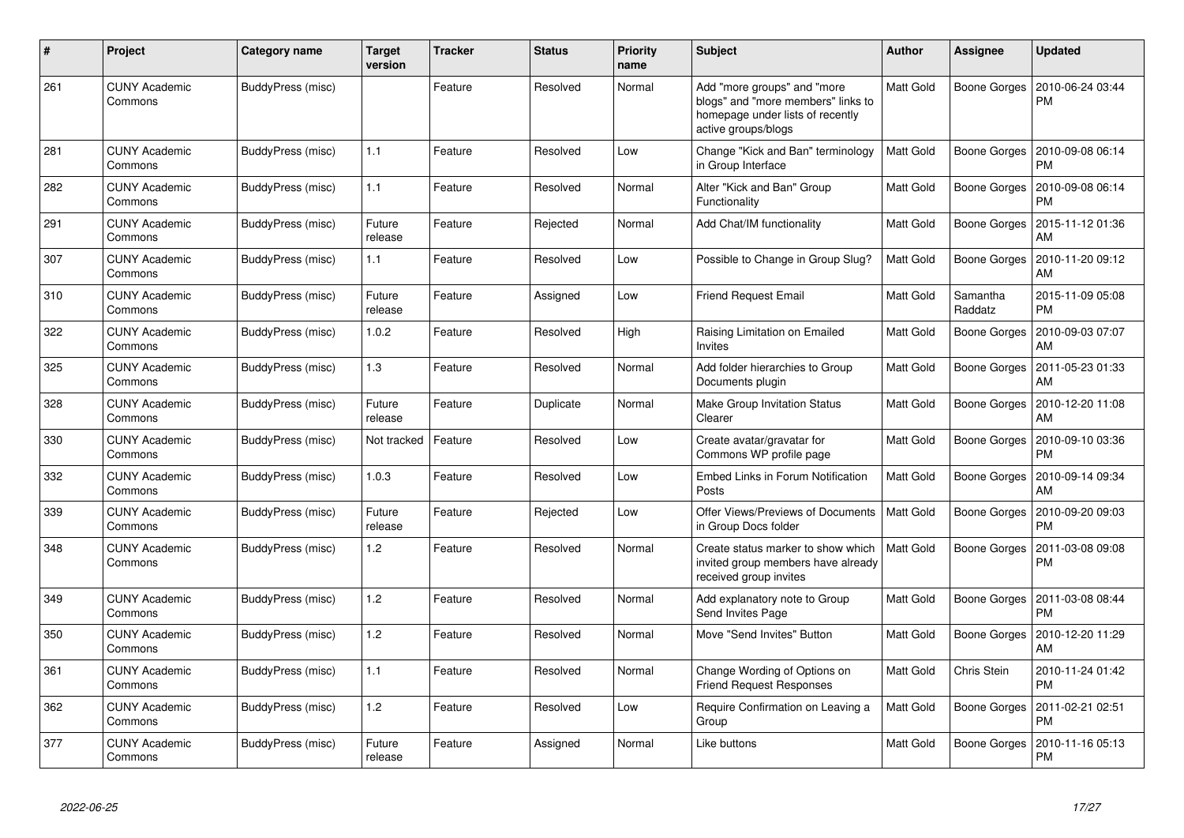| # | Project | Category name | Target version | Tracker | Status | Priority name | Subject | Author | Assignee | Updated |
|---|---|---|---|---|---|---|---|---|---|---|
| 261 | CUNY Academic Commons | BuddyPress (misc) | | Feature | Resolved | Normal | Add "more groups" and "more blogs" and "more members" links to homepage under lists of recently active groups/blogs | Matt Gold | Boone Gorges | 2010-06-24 03:44 PM |
| 281 | CUNY Academic Commons | BuddyPress (misc) | 1.1 | Feature | Resolved | Low | Change "Kick and Ban" terminology in Group Interface | Matt Gold | Boone Gorges | 2010-09-08 06:14 PM |
| 282 | CUNY Academic Commons | BuddyPress (misc) | 1.1 | Feature | Resolved | Normal | Alter "Kick and Ban" Group Functionality | Matt Gold | Boone Gorges | 2010-09-08 06:14 PM |
| 291 | CUNY Academic Commons | BuddyPress (misc) | Future release | Feature | Rejected | Normal | Add Chat/IM functionality | Matt Gold | Boone Gorges | 2015-11-12 01:36 AM |
| 307 | CUNY Academic Commons | BuddyPress (misc) | 1.1 | Feature | Resolved | Low | Possible to Change in Group Slug? | Matt Gold | Boone Gorges | 2010-11-20 09:12 AM |
| 310 | CUNY Academic Commons | BuddyPress (misc) | Future release | Feature | Assigned | Low | Friend Request Email | Matt Gold | Samantha Raddatz | 2015-11-09 05:08 PM |
| 322 | CUNY Academic Commons | BuddyPress (misc) | 1.0.2 | Feature | Resolved | High | Raising Limitation on Emailed Invites | Matt Gold | Boone Gorges | 2010-09-03 07:07 AM |
| 325 | CUNY Academic Commons | BuddyPress (misc) | 1.3 | Feature | Resolved | Normal | Add folder hierarchies to Group Documents plugin | Matt Gold | Boone Gorges | 2011-05-23 01:33 AM |
| 328 | CUNY Academic Commons | BuddyPress (misc) | Future release | Feature | Duplicate | Normal | Make Group Invitation Status Clearer | Matt Gold | Boone Gorges | 2010-12-20 11:08 AM |
| 330 | CUNY Academic Commons | BuddyPress (misc) | Not tracked | Feature | Resolved | Low | Create avatar/gravatar for Commons WP profile page | Matt Gold | Boone Gorges | 2010-09-10 03:36 PM |
| 332 | CUNY Academic Commons | BuddyPress (misc) | 1.0.3 | Feature | Resolved | Low | Embed Links in Forum Notification Posts | Matt Gold | Boone Gorges | 2010-09-14 09:34 AM |
| 339 | CUNY Academic Commons | BuddyPress (misc) | Future release | Feature | Rejected | Low | Offer Views/Previews of Documents in Group Docs folder | Matt Gold | Boone Gorges | 2010-09-20 09:03 PM |
| 348 | CUNY Academic Commons | BuddyPress (misc) | 1.2 | Feature | Resolved | Normal | Create status marker to show which invited group members have already received group invites | Matt Gold | Boone Gorges | 2011-03-08 09:08 PM |
| 349 | CUNY Academic Commons | BuddyPress (misc) | 1.2 | Feature | Resolved | Normal | Add explanatory note to Group Send Invites Page | Matt Gold | Boone Gorges | 2011-03-08 08:44 PM |
| 350 | CUNY Academic Commons | BuddyPress (misc) | 1.2 | Feature | Resolved | Normal | Move "Send Invites" Button | Matt Gold | Boone Gorges | 2010-12-20 11:29 AM |
| 361 | CUNY Academic Commons | BuddyPress (misc) | 1.1 | Feature | Resolved | Normal | Change Wording of Options on Friend Request Responses | Matt Gold | Chris Stein | 2010-11-24 01:42 PM |
| 362 | CUNY Academic Commons | BuddyPress (misc) | 1.2 | Feature | Resolved | Low | Require Confirmation on Leaving a Group | Matt Gold | Boone Gorges | 2011-02-21 02:51 PM |
| 377 | CUNY Academic Commons | BuddyPress (misc) | Future release | Feature | Assigned | Normal | Like buttons | Matt Gold | Boone Gorges | 2010-11-16 05:13 PM |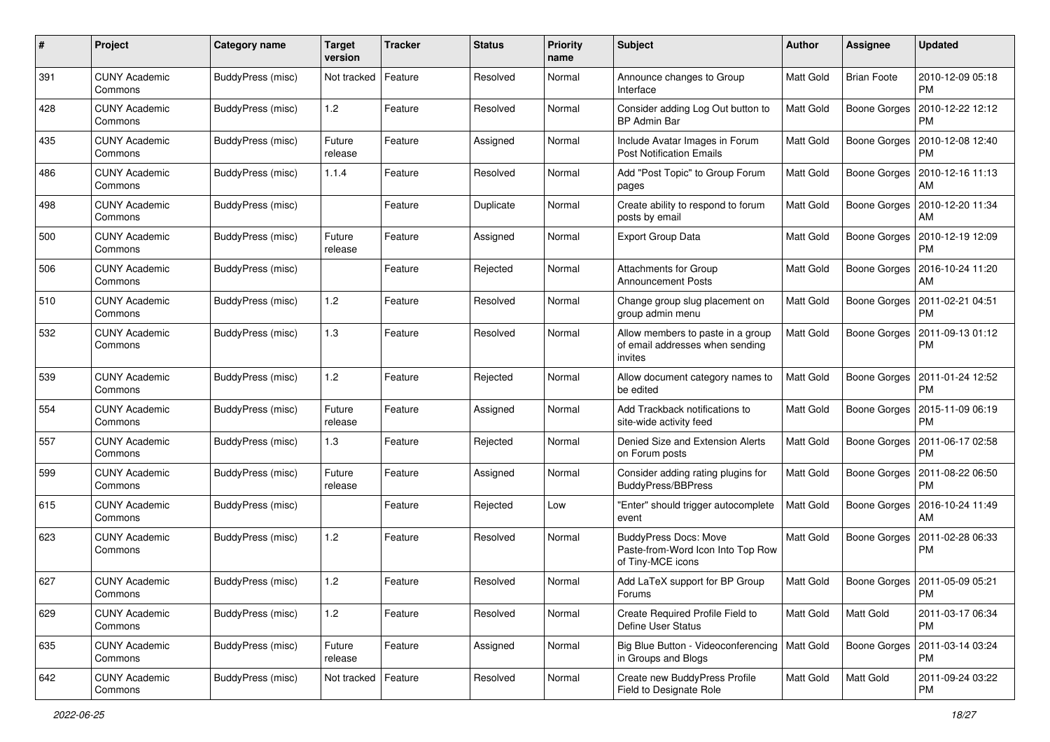| # | Project | Category name | Target version | Tracker | Status | Priority name | Subject | Author | Assignee | Updated |
|---|---|---|---|---|---|---|---|---|---|---|
| 391 | CUNY Academic Commons | BuddyPress (misc) | Not tracked | Feature | Resolved | Normal | Announce changes to Group Interface | Matt Gold | Brian Foote | 2010-12-09 05:18 PM |
| 428 | CUNY Academic Commons | BuddyPress (misc) | 1.2 | Feature | Resolved | Normal | Consider adding Log Out button to BP Admin Bar | Matt Gold | Boone Gorges | 2010-12-22 12:12 PM |
| 435 | CUNY Academic Commons | BuddyPress (misc) | Future release | Feature | Assigned | Normal | Include Avatar Images in Forum Post Notification Emails | Matt Gold | Boone Gorges | 2010-12-08 12:40 PM |
| 486 | CUNY Academic Commons | BuddyPress (misc) | 1.1.4 | Feature | Resolved | Normal | Add "Post Topic" to Group Forum pages | Matt Gold | Boone Gorges | 2010-12-16 11:13 AM |
| 498 | CUNY Academic Commons | BuddyPress (misc) | | Feature | Duplicate | Normal | Create ability to respond to forum posts by email | Matt Gold | Boone Gorges | 2010-12-20 11:34 AM |
| 500 | CUNY Academic Commons | BuddyPress (misc) | Future release | Feature | Assigned | Normal | Export Group Data | Matt Gold | Boone Gorges | 2010-12-19 12:09 PM |
| 506 | CUNY Academic Commons | BuddyPress (misc) | | Feature | Rejected | Normal | Attachments for Group Announcement Posts | Matt Gold | Boone Gorges | 2016-10-24 11:20 AM |
| 510 | CUNY Academic Commons | BuddyPress (misc) | 1.2 | Feature | Resolved | Normal | Change group slug placement on group admin menu | Matt Gold | Boone Gorges | 2011-02-21 04:51 PM |
| 532 | CUNY Academic Commons | BuddyPress (misc) | 1.3 | Feature | Resolved | Normal | Allow members to paste in a group of email addresses when sending invites | Matt Gold | Boone Gorges | 2011-09-13 01:12 PM |
| 539 | CUNY Academic Commons | BuddyPress (misc) | 1.2 | Feature | Rejected | Normal | Allow document category names to be edited | Matt Gold | Boone Gorges | 2011-01-24 12:52 PM |
| 554 | CUNY Academic Commons | BuddyPress (misc) | Future release | Feature | Assigned | Normal | Add Trackback notifications to site-wide activity feed | Matt Gold | Boone Gorges | 2015-11-09 06:19 PM |
| 557 | CUNY Academic Commons | BuddyPress (misc) | 1.3 | Feature | Rejected | Normal | Denied Size and Extension Alerts on Forum posts | Matt Gold | Boone Gorges | 2011-06-17 02:58 PM |
| 599 | CUNY Academic Commons | BuddyPress (misc) | Future release | Feature | Assigned | Normal | Consider adding rating plugins for BuddyPress/BBPress | Matt Gold | Boone Gorges | 2011-08-22 06:50 PM |
| 615 | CUNY Academic Commons | BuddyPress (misc) | | Feature | Rejected | Low | "Enter" should trigger autocomplete event | Matt Gold | Boone Gorges | 2016-10-24 11:49 AM |
| 623 | CUNY Academic Commons | BuddyPress (misc) | 1.2 | Feature | Resolved | Normal | BuddyPress Docs: Move Paste-from-Word Icon Into Top Row of Tiny-MCE icons | Matt Gold | Boone Gorges | 2011-02-28 06:33 PM |
| 627 | CUNY Academic Commons | BuddyPress (misc) | 1.2 | Feature | Resolved | Normal | Add LaTeX support for BP Group Forums | Matt Gold | Boone Gorges | 2011-05-09 05:21 PM |
| 629 | CUNY Academic Commons | BuddyPress (misc) | 1.2 | Feature | Resolved | Normal | Create Required Profile Field to Define User Status | Matt Gold | Matt Gold | 2011-03-17 06:34 PM |
| 635 | CUNY Academic Commons | BuddyPress (misc) | Future release | Feature | Assigned | Normal | Big Blue Button - Videoconferencing in Groups and Blogs | Matt Gold | Boone Gorges | 2011-03-14 03:24 PM |
| 642 | CUNY Academic Commons | BuddyPress (misc) | Not tracked | Feature | Resolved | Normal | Create new BuddyPress Profile Field to Designate Role | Matt Gold | Matt Gold | 2011-09-24 03:22 PM |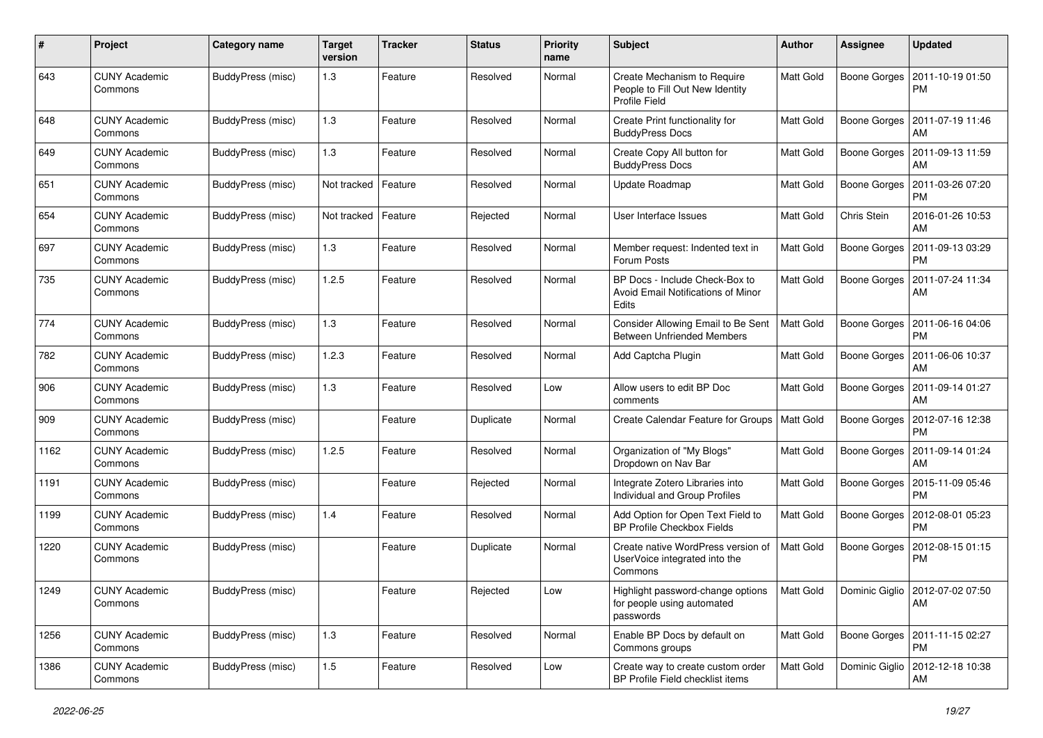| # | Project | Category name | Target version | Tracker | Status | Priority name | Subject | Author | Assignee | Updated |
|---|---|---|---|---|---|---|---|---|---|---|
| 643 | CUNY Academic Commons | BuddyPress (misc) | 1.3 | Feature | Resolved | Normal | Create Mechanism to Require People to Fill Out New Identity Profile Field | Matt Gold | Boone Gorges | 2011-10-19 01:50 PM |
| 648 | CUNY Academic Commons | BuddyPress (misc) | 1.3 | Feature | Resolved | Normal | Create Print functionality for BuddyPress Docs | Matt Gold | Boone Gorges | 2011-07-19 11:46 AM |
| 649 | CUNY Academic Commons | BuddyPress (misc) | 1.3 | Feature | Resolved | Normal | Create Copy All button for BuddyPress Docs | Matt Gold | Boone Gorges | 2011-09-13 11:59 AM |
| 651 | CUNY Academic Commons | BuddyPress (misc) | Not tracked | Feature | Resolved | Normal | Update Roadmap | Matt Gold | Boone Gorges | 2011-03-26 07:20 PM |
| 654 | CUNY Academic Commons | BuddyPress (misc) | Not tracked | Feature | Rejected | Normal | User Interface Issues | Matt Gold | Chris Stein | 2016-01-26 10:53 AM |
| 697 | CUNY Academic Commons | BuddyPress (misc) | 1.3 | Feature | Resolved | Normal | Member request: Indented text in Forum Posts | Matt Gold | Boone Gorges | 2011-09-13 03:29 PM |
| 735 | CUNY Academic Commons | BuddyPress (misc) | 1.2.5 | Feature | Resolved | Normal | BP Docs - Include Check-Box to Avoid Email Notifications of Minor Edits | Matt Gold | Boone Gorges | 2011-07-24 11:34 AM |
| 774 | CUNY Academic Commons | BuddyPress (misc) | 1.3 | Feature | Resolved | Normal | Consider Allowing Email to Be Sent Between Unfriended Members | Matt Gold | Boone Gorges | 2011-06-16 04:06 PM |
| 782 | CUNY Academic Commons | BuddyPress (misc) | 1.2.3 | Feature | Resolved | Normal | Add Captcha Plugin | Matt Gold | Boone Gorges | 2011-06-06 10:37 AM |
| 906 | CUNY Academic Commons | BuddyPress (misc) | 1.3 | Feature | Resolved | Low | Allow users to edit BP Doc comments | Matt Gold | Boone Gorges | 2011-09-14 01:27 AM |
| 909 | CUNY Academic Commons | BuddyPress (misc) | | Feature | Duplicate | Normal | Create Calendar Feature for Groups | Matt Gold | Boone Gorges | 2012-07-16 12:38 PM |
| 1162 | CUNY Academic Commons | BuddyPress (misc) | 1.2.5 | Feature | Resolved | Normal | Organization of "My Blogs" Dropdown on Nav Bar | Matt Gold | Boone Gorges | 2011-09-14 01:24 AM |
| 1191 | CUNY Academic Commons | BuddyPress (misc) | | Feature | Rejected | Normal | Integrate Zotero Libraries into Individual and Group Profiles | Matt Gold | Boone Gorges | 2015-11-09 05:46 PM |
| 1199 | CUNY Academic Commons | BuddyPress (misc) | 1.4 | Feature | Resolved | Normal | Add Option for Open Text Field to BP Profile Checkbox Fields | Matt Gold | Boone Gorges | 2012-08-01 05:23 PM |
| 1220 | CUNY Academic Commons | BuddyPress (misc) | | Feature | Duplicate | Normal | Create native WordPress version of UserVoice integrated into the Commons | Matt Gold | Boone Gorges | 2012-08-15 01:15 PM |
| 1249 | CUNY Academic Commons | BuddyPress (misc) | | Feature | Rejected | Low | Highlight password-change options for people using automated passwords | Matt Gold | Dominic Giglio | 2012-07-02 07:50 AM |
| 1256 | CUNY Academic Commons | BuddyPress (misc) | 1.3 | Feature | Resolved | Normal | Enable BP Docs by default on Commons groups | Matt Gold | Boone Gorges | 2011-11-15 02:27 PM |
| 1386 | CUNY Academic Commons | BuddyPress (misc) | 1.5 | Feature | Resolved | Low | Create way to create custom order BP Profile Field checklist items | Matt Gold | Dominic Giglio | 2012-12-18 10:38 AM |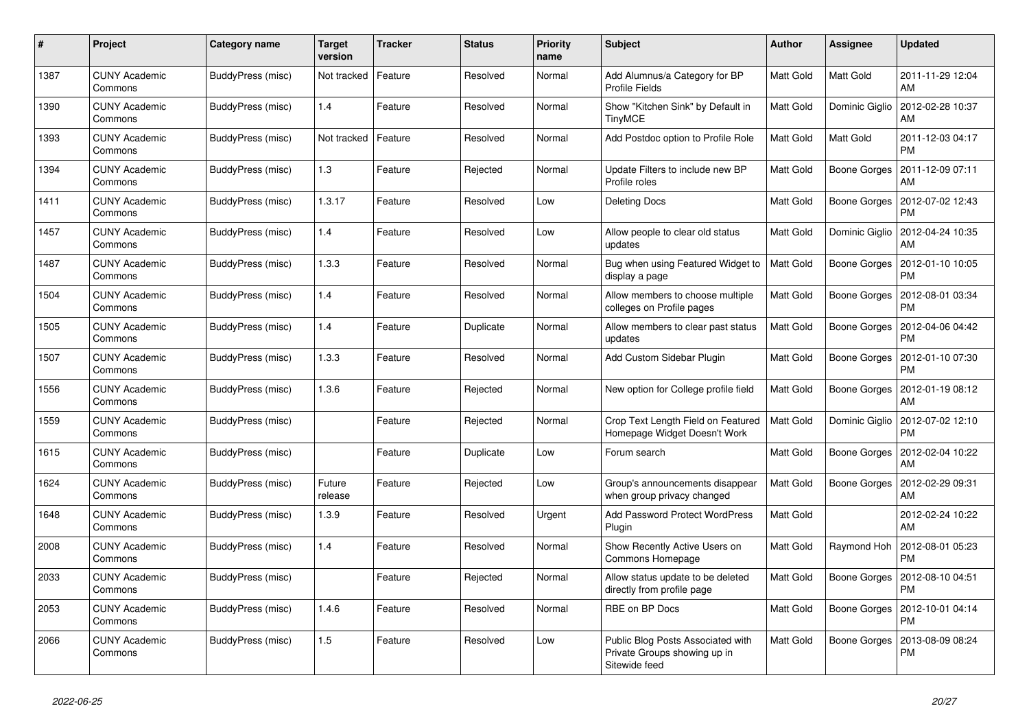| # | Project | Category name | Target version | Tracker | Status | Priority name | Subject | Author | Assignee | Updated |
|---|---|---|---|---|---|---|---|---|---|---|
| 1387 | CUNY Academic Commons | BuddyPress (misc) | Not tracked | Feature | Resolved | Normal | Add Alumnus/a Category for BP Profile Fields | Matt Gold | Matt Gold | 2011-11-29 12:04 AM |
| 1390 | CUNY Academic Commons | BuddyPress (misc) | 1.4 | Feature | Resolved | Normal | Show "Kitchen Sink" by Default in TinyMCE | Matt Gold | Dominic Giglio | 2012-02-28 10:37 AM |
| 1393 | CUNY Academic Commons | BuddyPress (misc) | Not tracked | Feature | Resolved | Normal | Add Postdoc option to Profile Role | Matt Gold | Matt Gold | 2011-12-03 04:17 PM |
| 1394 | CUNY Academic Commons | BuddyPress (misc) | 1.3 | Feature | Rejected | Normal | Update Filters to include new BP Profile roles | Matt Gold | Boone Gorges | 2011-12-09 07:11 AM |
| 1411 | CUNY Academic Commons | BuddyPress (misc) | 1.3.17 | Feature | Resolved | Low | Deleting Docs | Matt Gold | Boone Gorges | 2012-07-02 12:43 PM |
| 1457 | CUNY Academic Commons | BuddyPress (misc) | 1.4 | Feature | Resolved | Low | Allow people to clear old status updates | Matt Gold | Dominic Giglio | 2012-04-24 10:35 AM |
| 1487 | CUNY Academic Commons | BuddyPress (misc) | 1.3.3 | Feature | Resolved | Normal | Bug when using Featured Widget to display a page | Matt Gold | Boone Gorges | 2012-01-10 10:05 PM |
| 1504 | CUNY Academic Commons | BuddyPress (misc) | 1.4 | Feature | Resolved | Normal | Allow members to choose multiple colleges on Profile pages | Matt Gold | Boone Gorges | 2012-08-01 03:34 PM |
| 1505 | CUNY Academic Commons | BuddyPress (misc) | 1.4 | Feature | Duplicate | Normal | Allow members to clear past status updates | Matt Gold | Boone Gorges | 2012-04-06 04:42 PM |
| 1507 | CUNY Academic Commons | BuddyPress (misc) | 1.3.3 | Feature | Resolved | Normal | Add Custom Sidebar Plugin | Matt Gold | Boone Gorges | 2012-01-10 07:30 PM |
| 1556 | CUNY Academic Commons | BuddyPress (misc) | 1.3.6 | Feature | Rejected | Normal | New option for College profile field | Matt Gold | Boone Gorges | 2012-01-19 08:12 AM |
| 1559 | CUNY Academic Commons | BuddyPress (misc) | | Feature | Rejected | Normal | Crop Text Length Field on Featured Homepage Widget Doesn't Work | Matt Gold | Dominic Giglio | 2012-07-02 12:10 PM |
| 1615 | CUNY Academic Commons | BuddyPress (misc) | | Feature | Duplicate | Low | Forum search | Matt Gold | Boone Gorges | 2012-02-04 10:22 AM |
| 1624 | CUNY Academic Commons | BuddyPress (misc) | Future release | Feature | Rejected | Low | Group's announcements disappear when group privacy changed | Matt Gold | Boone Gorges | 2012-02-29 09:31 AM |
| 1648 | CUNY Academic Commons | BuddyPress (misc) | 1.3.9 | Feature | Resolved | Urgent | Add Password Protect WordPress Plugin | Matt Gold | | 2012-02-24 10:22 AM |
| 2008 | CUNY Academic Commons | BuddyPress (misc) | 1.4 | Feature | Resolved | Normal | Show Recently Active Users on Commons Homepage | Matt Gold | Raymond Hoh | 2012-08-01 05:23 PM |
| 2033 | CUNY Academic Commons | BuddyPress (misc) | | Feature | Rejected | Normal | Allow status update to be deleted directly from profile page | Matt Gold | Boone Gorges | 2012-08-10 04:51 PM |
| 2053 | CUNY Academic Commons | BuddyPress (misc) | 1.4.6 | Feature | Resolved | Normal | RBE on BP Docs | Matt Gold | Boone Gorges | 2012-10-01 04:14 PM |
| 2066 | CUNY Academic Commons | BuddyPress (misc) | 1.5 | Feature | Resolved | Low | Public Blog Posts Associated with Private Groups showing up in Sitewide feed | Matt Gold | Boone Gorges | 2013-08-09 08:24 PM |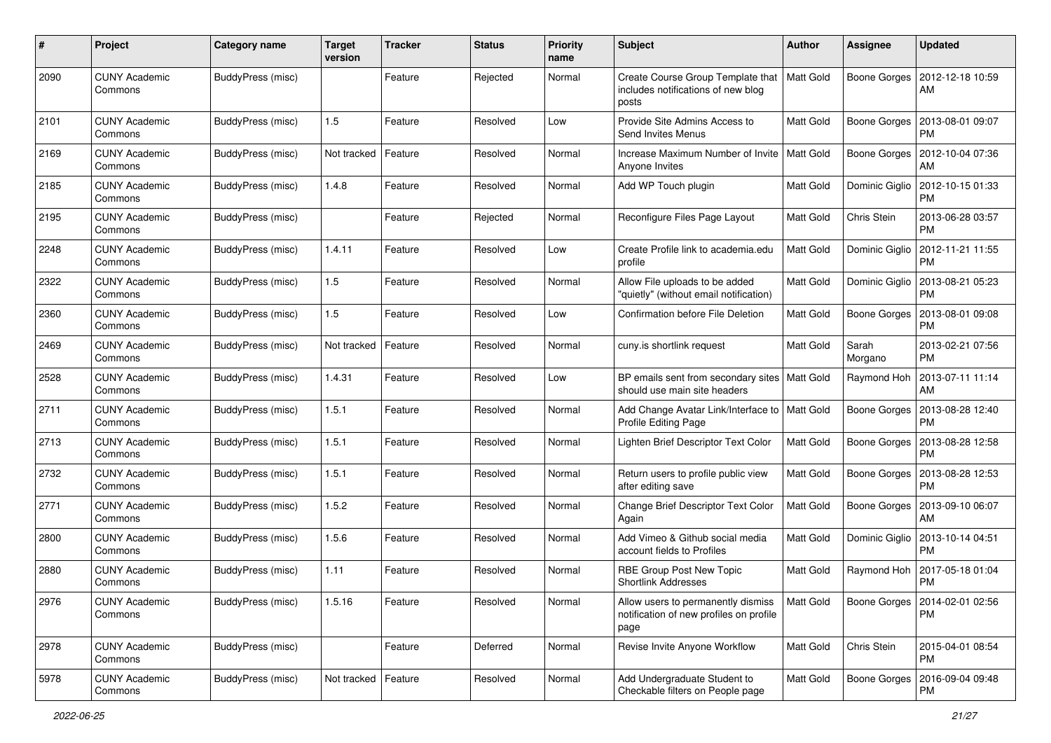| # | Project | Category name | Target version | Tracker | Status | Priority name | Subject | Author | Assignee | Updated |
|---|---|---|---|---|---|---|---|---|---|---|
| 2090 | CUNY Academic Commons | BuddyPress (misc) | | Feature | Rejected | Normal | Create Course Group Template that includes notifications of new blog posts | Matt Gold | Boone Gorges | 2012-12-18 10:59 AM |
| 2101 | CUNY Academic Commons | BuddyPress (misc) | 1.5 | Feature | Resolved | Low | Provide Site Admins Access to Send Invites Menus | Matt Gold | Boone Gorges | 2013-08-01 09:07 PM |
| 2169 | CUNY Academic Commons | BuddyPress (misc) | Not tracked | Feature | Resolved | Normal | Increase Maximum Number of Invite Anyone Invites | Matt Gold | Boone Gorges | 2012-10-04 07:36 AM |
| 2185 | CUNY Academic Commons | BuddyPress (misc) | 1.4.8 | Feature | Resolved | Normal | Add WP Touch plugin | Matt Gold | Dominic Giglio | 2012-10-15 01:33 PM |
| 2195 | CUNY Academic Commons | BuddyPress (misc) | | Feature | Rejected | Normal | Reconfigure Files Page Layout | Matt Gold | Chris Stein | 2013-06-28 03:57 PM |
| 2248 | CUNY Academic Commons | BuddyPress (misc) | 1.4.11 | Feature | Resolved | Low | Create Profile link to academia.edu profile | Matt Gold | Dominic Giglio | 2012-11-21 11:55 PM |
| 2322 | CUNY Academic Commons | BuddyPress (misc) | 1.5 | Feature | Resolved | Normal | Allow File uploads to be added "quietly" (without email notification) | Matt Gold | Dominic Giglio | 2013-08-21 05:23 PM |
| 2360 | CUNY Academic Commons | BuddyPress (misc) | 1.5 | Feature | Resolved | Low | Confirmation before File Deletion | Matt Gold | Boone Gorges | 2013-08-01 09:08 PM |
| 2469 | CUNY Academic Commons | BuddyPress (misc) | Not tracked | Feature | Resolved | Normal | cuny.is shortlink request | Matt Gold | Sarah Morgano | 2013-02-21 07:56 PM |
| 2528 | CUNY Academic Commons | BuddyPress (misc) | 1.4.31 | Feature | Resolved | Low | BP emails sent from secondary sites should use main site headers | Matt Gold | Raymond Hoh | 2013-07-11 11:14 AM |
| 2711 | CUNY Academic Commons | BuddyPress (misc) | 1.5.1 | Feature | Resolved | Normal | Add Change Avatar Link/Interface to Profile Editing Page | Matt Gold | Boone Gorges | 2013-08-28 12:40 PM |
| 2713 | CUNY Academic Commons | BuddyPress (misc) | 1.5.1 | Feature | Resolved | Normal | Lighten Brief Descriptor Text Color | Matt Gold | Boone Gorges | 2013-08-28 12:58 PM |
| 2732 | CUNY Academic Commons | BuddyPress (misc) | 1.5.1 | Feature | Resolved | Normal | Return users to profile public view after editing save | Matt Gold | Boone Gorges | 2013-08-28 12:53 PM |
| 2771 | CUNY Academic Commons | BuddyPress (misc) | 1.5.2 | Feature | Resolved | Normal | Change Brief Descriptor Text Color Again | Matt Gold | Boone Gorges | 2013-09-10 06:07 AM |
| 2800 | CUNY Academic Commons | BuddyPress (misc) | 1.5.6 | Feature | Resolved | Normal | Add Vimeo & Github social media account fields to Profiles | Matt Gold | Dominic Giglio | 2013-10-14 04:51 PM |
| 2880 | CUNY Academic Commons | BuddyPress (misc) | 1.11 | Feature | Resolved | Normal | RBE Group Post New Topic Shortlink Addresses | Matt Gold | Raymond Hoh | 2017-05-18 01:04 PM |
| 2976 | CUNY Academic Commons | BuddyPress (misc) | 1.5.16 | Feature | Resolved | Normal | Allow users to permanently dismiss notification of new profiles on profile page | Matt Gold | Boone Gorges | 2014-02-01 02:56 PM |
| 2978 | CUNY Academic Commons | BuddyPress (misc) | | Feature | Deferred | Normal | Revise Invite Anyone Workflow | Matt Gold | Chris Stein | 2015-04-01 08:54 PM |
| 5978 | CUNY Academic Commons | BuddyPress (misc) | Not tracked | Feature | Resolved | Normal | Add Undergraduate Student to Checkable filters on People page | Matt Gold | Boone Gorges | 2016-09-04 09:48 PM |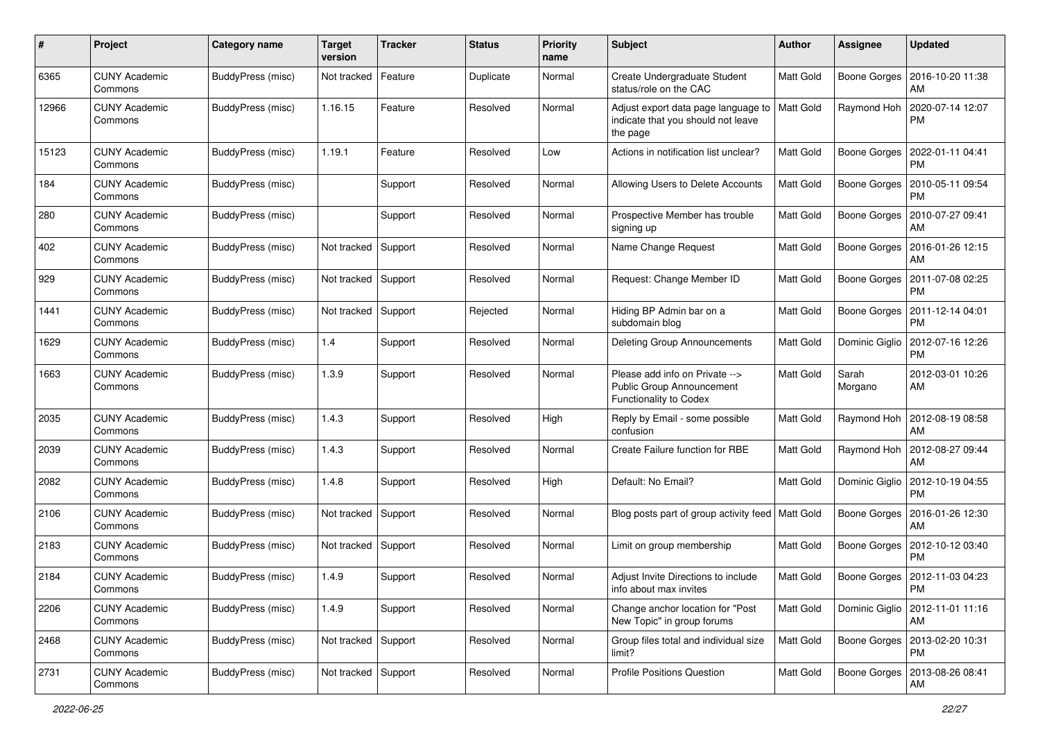| # | Project | Category name | Target version | Tracker | Status | Priority name | Subject | Author | Assignee | Updated |
|---|---|---|---|---|---|---|---|---|---|---|
| 6365 | CUNY Academic Commons | BuddyPress (misc) | Not tracked | Feature | Duplicate | Normal | Create Undergraduate Student status/role on the CAC | Matt Gold | Boone Gorges | 2016-10-20 11:38 AM |
| 12966 | CUNY Academic Commons | BuddyPress (misc) | 1.16.15 | Feature | Resolved | Normal | Adjust export data page language to indicate that you should not leave the page | Matt Gold | Raymond Hoh | 2020-07-14 12:07 PM |
| 15123 | CUNY Academic Commons | BuddyPress (misc) | 1.19.1 | Feature | Resolved | Low | Actions in notification list unclear? | Matt Gold | Boone Gorges | 2022-01-11 04:41 PM |
| 184 | CUNY Academic Commons | BuddyPress (misc) | | Support | Resolved | Normal | Allowing Users to Delete Accounts | Matt Gold | Boone Gorges | 2010-05-11 09:54 PM |
| 280 | CUNY Academic Commons | BuddyPress (misc) | | Support | Resolved | Normal | Prospective Member has trouble signing up | Matt Gold | Boone Gorges | 2010-07-27 09:41 AM |
| 402 | CUNY Academic Commons | BuddyPress (misc) | Not tracked | Support | Resolved | Normal | Name Change Request | Matt Gold | Boone Gorges | 2016-01-26 12:15 AM |
| 929 | CUNY Academic Commons | BuddyPress (misc) | Not tracked | Support | Resolved | Normal | Request: Change Member ID | Matt Gold | Boone Gorges | 2011-07-08 02:25 PM |
| 1441 | CUNY Academic Commons | BuddyPress (misc) | Not tracked | Support | Rejected | Normal | Hiding BP Admin bar on a subdomain blog | Matt Gold | Boone Gorges | 2011-12-14 04:01 PM |
| 1629 | CUNY Academic Commons | BuddyPress (misc) | 1.4 | Support | Resolved | Normal | Deleting Group Announcements | Matt Gold | Dominic Giglio | 2012-07-16 12:26 PM |
| 1663 | CUNY Academic Commons | BuddyPress (misc) | 1.3.9 | Support | Resolved | Normal | Please add info on Private --> Public Group Announcement Functionality to Codex | Matt Gold | Sarah Morgano | 2012-03-01 10:26 AM |
| 2035 | CUNY Academic Commons | BuddyPress (misc) | 1.4.3 | Support | Resolved | High | Reply by Email - some possible confusion | Matt Gold | Raymond Hoh | 2012-08-19 08:58 AM |
| 2039 | CUNY Academic Commons | BuddyPress (misc) | 1.4.3 | Support | Resolved | Normal | Create Failure function for RBE | Matt Gold | Raymond Hoh | 2012-08-27 09:44 AM |
| 2082 | CUNY Academic Commons | BuddyPress (misc) | 1.4.8 | Support | Resolved | High | Default: No Email? | Matt Gold | Dominic Giglio | 2012-10-19 04:55 PM |
| 2106 | CUNY Academic Commons | BuddyPress (misc) | Not tracked | Support | Resolved | Normal | Blog posts part of group activity feed | Matt Gold | Boone Gorges | 2016-01-26 12:30 AM |
| 2183 | CUNY Academic Commons | BuddyPress (misc) | Not tracked | Support | Resolved | Normal | Limit on group membership | Matt Gold | Boone Gorges | 2012-10-12 03:40 PM |
| 2184 | CUNY Academic Commons | BuddyPress (misc) | 1.4.9 | Support | Resolved | Normal | Adjust Invite Directions to include info about max invites | Matt Gold | Boone Gorges | 2012-11-03 04:23 PM |
| 2206 | CUNY Academic Commons | BuddyPress (misc) | 1.4.9 | Support | Resolved | Normal | Change anchor location for "Post New Topic" in group forums | Matt Gold | Dominic Giglio | 2012-11-01 11:16 AM |
| 2468 | CUNY Academic Commons | BuddyPress (misc) | Not tracked | Support | Resolved | Normal | Group files total and individual size limit? | Matt Gold | Boone Gorges | 2013-02-20 10:31 PM |
| 2731 | CUNY Academic Commons | BuddyPress (misc) | Not tracked | Support | Resolved | Normal | Profile Positions Question | Matt Gold | Boone Gorges | 2013-08-26 08:41 AM |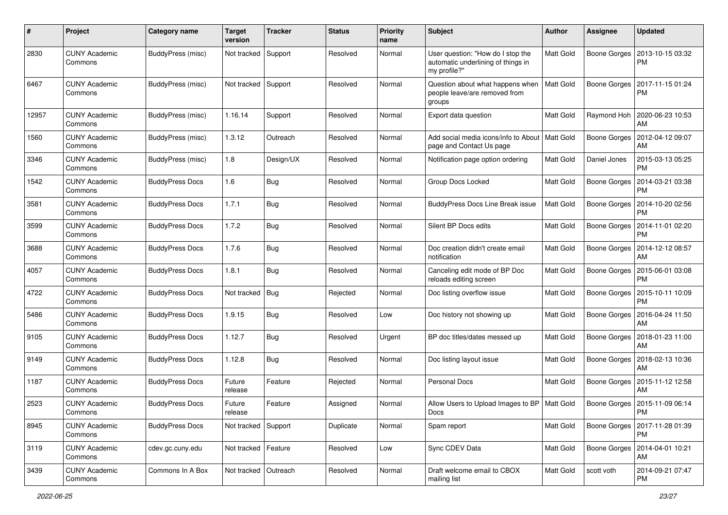| # | Project | Category name | Target version | Tracker | Status | Priority name | Subject | Author | Assignee | Updated |
|---|---|---|---|---|---|---|---|---|---|---|
| 2830 | CUNY Academic Commons | BuddyPress (misc) | Not tracked | Support | Resolved | Normal | User question: "How do I stop the automatic underlining of things in my profile?" | Matt Gold | Boone Gorges | 2013-10-15 03:32 PM |
| 6467 | CUNY Academic Commons | BuddyPress (misc) | Not tracked | Support | Resolved | Normal | Question about what happens when people leave/are removed from groups | Matt Gold | Boone Gorges | 2017-11-15 01:24 PM |
| 12957 | CUNY Academic Commons | BuddyPress (misc) | 1.16.14 | Support | Resolved | Normal | Export data question | Matt Gold | Raymond Hoh | 2020-06-23 10:53 AM |
| 1560 | CUNY Academic Commons | BuddyPress (misc) | 1.3.12 | Outreach | Resolved | Normal | Add social media icons/info to About page and Contact Us page | Matt Gold | Boone Gorges | 2012-04-12 09:07 AM |
| 3346 | CUNY Academic Commons | BuddyPress (misc) | 1.8 | Design/UX | Resolved | Normal | Notification page option ordering | Matt Gold | Daniel Jones | 2015-03-13 05:25 PM |
| 1542 | CUNY Academic Commons | BuddyPress Docs | 1.6 | Bug | Resolved | Normal | Group Docs Locked | Matt Gold | Boone Gorges | 2014-03-21 03:38 PM |
| 3581 | CUNY Academic Commons | BuddyPress Docs | 1.7.1 | Bug | Resolved | Normal | BuddyPress Docs Line Break issue | Matt Gold | Boone Gorges | 2014-10-20 02:56 PM |
| 3599 | CUNY Academic Commons | BuddyPress Docs | 1.7.2 | Bug | Resolved | Normal | Silent BP Docs edits | Matt Gold | Boone Gorges | 2014-11-01 02:20 PM |
| 3688 | CUNY Academic Commons | BuddyPress Docs | 1.7.6 | Bug | Resolved | Normal | Doc creation didn't create email notification | Matt Gold | Boone Gorges | 2014-12-12 08:57 AM |
| 4057 | CUNY Academic Commons | BuddyPress Docs | 1.8.1 | Bug | Resolved | Normal | Canceling edit mode of BP Doc reloads editing screen | Matt Gold | Boone Gorges | 2015-06-01 03:08 PM |
| 4722 | CUNY Academic Commons | BuddyPress Docs | Not tracked | Bug | Rejected | Normal | Doc listing overflow issue | Matt Gold | Boone Gorges | 2015-10-11 10:09 PM |
| 5486 | CUNY Academic Commons | BuddyPress Docs | 1.9.15 | Bug | Resolved | Low | Doc history not showing up | Matt Gold | Boone Gorges | 2016-04-24 11:50 AM |
| 9105 | CUNY Academic Commons | BuddyPress Docs | 1.12.7 | Bug | Resolved | Urgent | BP doc titles/dates messed up | Matt Gold | Boone Gorges | 2018-01-23 11:00 AM |
| 9149 | CUNY Academic Commons | BuddyPress Docs | 1.12.8 | Bug | Resolved | Normal | Doc listing layout issue | Matt Gold | Boone Gorges | 2018-02-13 10:36 AM |
| 1187 | CUNY Academic Commons | BuddyPress Docs | Future release | Feature | Rejected | Normal | Personal Docs | Matt Gold | Boone Gorges | 2015-11-12 12:58 AM |
| 2523 | CUNY Academic Commons | BuddyPress Docs | Future release | Feature | Assigned | Normal | Allow Users to Upload Images to BP Docs | Matt Gold | Boone Gorges | 2015-11-09 06:14 PM |
| 8945 | CUNY Academic Commons | BuddyPress Docs | Not tracked | Support | Duplicate | Normal | Spam report | Matt Gold | Boone Gorges | 2017-11-28 01:39 PM |
| 3119 | CUNY Academic Commons | cdev.gc.cuny.edu | Not tracked | Feature | Resolved | Low | Sync CDEV Data | Matt Gold | Boone Gorges | 2014-04-01 10:21 AM |
| 3439 | CUNY Academic Commons | Commons In A Box | Not tracked | Outreach | Resolved | Normal | Draft welcome email to CBOX mailing list | Matt Gold | scott voth | 2014-09-21 07:47 PM |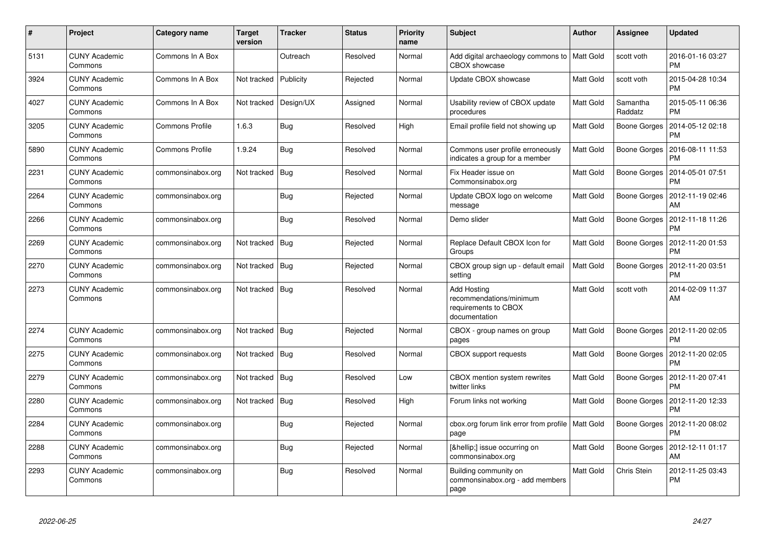| # | Project | Category name | Target version | Tracker | Status | Priority name | Subject | Author | Assignee | Updated |
|---|---|---|---|---|---|---|---|---|---|---|
| 5131 | CUNY Academic Commons | Commons In A Box | | Outreach | Resolved | Normal | Add digital archaeology commons to CBOX showcase | Matt Gold | scott voth | 2016-01-16 03:27 PM |
| 3924 | CUNY Academic Commons | Commons In A Box | Not tracked | Publicity | Rejected | Normal | Update CBOX showcase | Matt Gold | scott voth | 2015-04-28 10:34 PM |
| 4027 | CUNY Academic Commons | Commons In A Box | Not tracked | Design/UX | Assigned | Normal | Usability review of CBOX update procedures | Matt Gold | Samantha Raddatz | 2015-05-11 06:36 PM |
| 3205 | CUNY Academic Commons | Commons Profile | 1.6.3 | Bug | Resolved | High | Email profile field not showing up | Matt Gold | Boone Gorges | 2014-05-12 02:18 PM |
| 5890 | CUNY Academic Commons | Commons Profile | 1.9.24 | Bug | Resolved | Normal | Commons user profile erroneously indicates a group for a member | Matt Gold | Boone Gorges | 2016-08-11 11:53 PM |
| 2231 | CUNY Academic Commons | commonsinabox.org | Not tracked | Bug | Resolved | Normal | Fix Header issue on Commonsinabox.org | Matt Gold | Boone Gorges | 2014-05-01 07:51 PM |
| 2264 | CUNY Academic Commons | commonsinabox.org | | Bug | Rejected | Normal | Update CBOX logo on welcome message | Matt Gold | Boone Gorges | 2012-11-19 02:46 AM |
| 2266 | CUNY Academic Commons | commonsinabox.org | | Bug | Resolved | Normal | Demo slider | Matt Gold | Boone Gorges | 2012-11-18 11:26 PM |
| 2269 | CUNY Academic Commons | commonsinabox.org | Not tracked | Bug | Rejected | Normal | Replace Default CBOX Icon for Groups | Matt Gold | Boone Gorges | 2012-11-20 01:53 PM |
| 2270 | CUNY Academic Commons | commonsinabox.org | Not tracked | Bug | Rejected | Normal | CBOX group sign up - default email setting | Matt Gold | Boone Gorges | 2012-11-20 03:51 PM |
| 2273 | CUNY Academic Commons | commonsinabox.org | Not tracked | Bug | Resolved | Normal | Add Hosting recommendations/minimum requirements to CBOX documentation | Matt Gold | scott voth | 2014-02-09 11:37 AM |
| 2274 | CUNY Academic Commons | commonsinabox.org | Not tracked | Bug | Rejected | Normal | CBOX - group names on group pages | Matt Gold | Boone Gorges | 2012-11-20 02:05 PM |
| 2275 | CUNY Academic Commons | commonsinabox.org | Not tracked | Bug | Resolved | Normal | CBOX support requests | Matt Gold | Boone Gorges | 2012-11-20 02:05 PM |
| 2279 | CUNY Academic Commons | commonsinabox.org | Not tracked | Bug | Resolved | Low | CBOX mention system rewrites twitter links | Matt Gold | Boone Gorges | 2012-11-20 07:41 PM |
| 2280 | CUNY Academic Commons | commonsinabox.org | Not tracked | Bug | Resolved | High | Forum links not working | Matt Gold | Boone Gorges | 2012-11-20 12:33 PM |
| 2284 | CUNY Academic Commons | commonsinabox.org | | Bug | Rejected | Normal | cbox.org forum link error from profile page | Matt Gold | Boone Gorges | 2012-11-20 08:02 PM |
| 2288 | CUNY Academic Commons | commonsinabox.org | | Bug | Rejected | Normal | [&hellip;] issue occurring on commonsinabox.org | Matt Gold | Boone Gorges | 2012-12-11 01:17 AM |
| 2293 | CUNY Academic Commons | commonsinabox.org | | Bug | Resolved | Normal | Building community on commonsinabox.org - add members page | Matt Gold | Chris Stein | 2012-11-25 03:43 PM |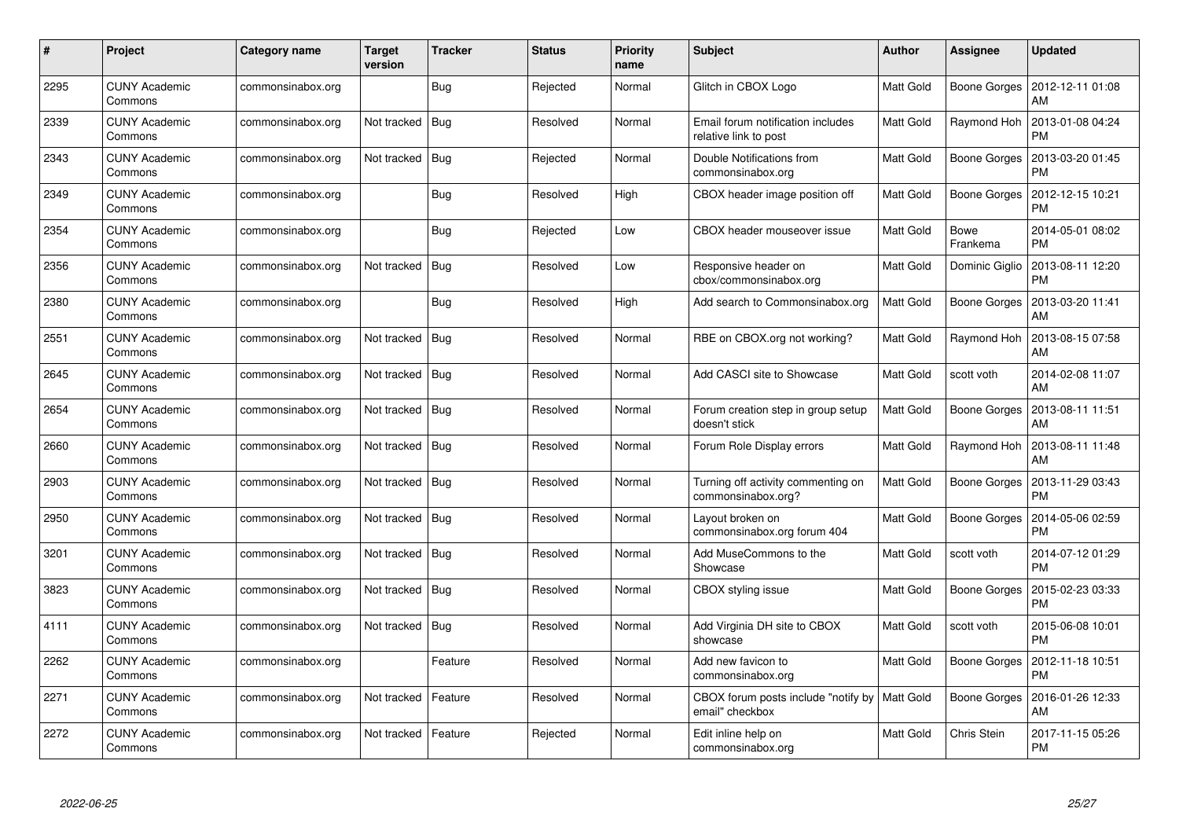| # | Project | Category name | Target version | Tracker | Status | Priority name | Subject | Author | Assignee | Updated |
|---|---|---|---|---|---|---|---|---|---|---|
| 2295 | CUNY Academic Commons | commonsinabox.org | | Bug | Rejected | Normal | Glitch in CBOX Logo | Matt Gold | Boone Gorges | 2012-12-11 01:08 AM |
| 2339 | CUNY Academic Commons | commonsinabox.org | Not tracked | Bug | Resolved | Normal | Email forum notification includes relative link to post | Matt Gold | Raymond Hoh | 2013-01-08 04:24 PM |
| 2343 | CUNY Academic Commons | commonsinabox.org | Not tracked | Bug | Rejected | Normal | Double Notifications from commonsinabox.org | Matt Gold | Boone Gorges | 2013-03-20 01:45 PM |
| 2349 | CUNY Academic Commons | commonsinabox.org | | Bug | Resolved | High | CBOX header image position off | Matt Gold | Boone Gorges | 2012-12-15 10:21 PM |
| 2354 | CUNY Academic Commons | commonsinabox.org | | Bug | Rejected | Low | CBOX header mouseover issue | Matt Gold | Bowe Frankema | 2014-05-01 08:02 PM |
| 2356 | CUNY Academic Commons | commonsinabox.org | Not tracked | Bug | Resolved | Low | Responsive header on cbox/commonsinabox.org | Matt Gold | Dominic Giglio | 2013-08-11 12:20 PM |
| 2380 | CUNY Academic Commons | commonsinabox.org | | Bug | Resolved | High | Add search to Commonsinabox.org | Matt Gold | Boone Gorges | 2013-03-20 11:41 AM |
| 2551 | CUNY Academic Commons | commonsinabox.org | Not tracked | Bug | Resolved | Normal | RBE on CBOX.org not working? | Matt Gold | Raymond Hoh | 2013-08-15 07:58 AM |
| 2645 | CUNY Academic Commons | commonsinabox.org | Not tracked | Bug | Resolved | Normal | Add CASCI site to Showcase | Matt Gold | scott voth | 2014-02-08 11:07 AM |
| 2654 | CUNY Academic Commons | commonsinabox.org | Not tracked | Bug | Resolved | Normal | Forum creation step in group setup doesn't stick | Matt Gold | Boone Gorges | 2013-08-11 11:51 AM |
| 2660 | CUNY Academic Commons | commonsinabox.org | Not tracked | Bug | Resolved | Normal | Forum Role Display errors | Matt Gold | Raymond Hoh | 2013-08-11 11:48 AM |
| 2903 | CUNY Academic Commons | commonsinabox.org | Not tracked | Bug | Resolved | Normal | Turning off activity commenting on commonsinabox.org? | Matt Gold | Boone Gorges | 2013-11-29 03:43 PM |
| 2950 | CUNY Academic Commons | commonsinabox.org | Not tracked | Bug | Resolved | Normal | Layout broken on commonsinabox.org forum 404 | Matt Gold | Boone Gorges | 2014-05-06 02:59 PM |
| 3201 | CUNY Academic Commons | commonsinabox.org | Not tracked | Bug | Resolved | Normal | Add MuseCommons to the Showcase | Matt Gold | scott voth | 2014-07-12 01:29 PM |
| 3823 | CUNY Academic Commons | commonsinabox.org | Not tracked | Bug | Resolved | Normal | CBOX styling issue | Matt Gold | Boone Gorges | 2015-02-23 03:33 PM |
| 4111 | CUNY Academic Commons | commonsinabox.org | Not tracked | Bug | Resolved | Normal | Add Virginia DH site to CBOX showcase | Matt Gold | scott voth | 2015-06-08 10:01 PM |
| 2262 | CUNY Academic Commons | commonsinabox.org | | Feature | Resolved | Normal | Add new favicon to commonsinabox.org | Matt Gold | Boone Gorges | 2012-11-18 10:51 PM |
| 2271 | CUNY Academic Commons | commonsinabox.org | Not tracked | Feature | Resolved | Normal | CBOX forum posts include "notify by email" checkbox | Matt Gold | Boone Gorges | 2016-01-26 12:33 AM |
| 2272 | CUNY Academic Commons | commonsinabox.org | Not tracked | Feature | Rejected | Normal | Edit inline help on commonsinabox.org | Matt Gold | Chris Stein | 2017-11-15 05:26 PM |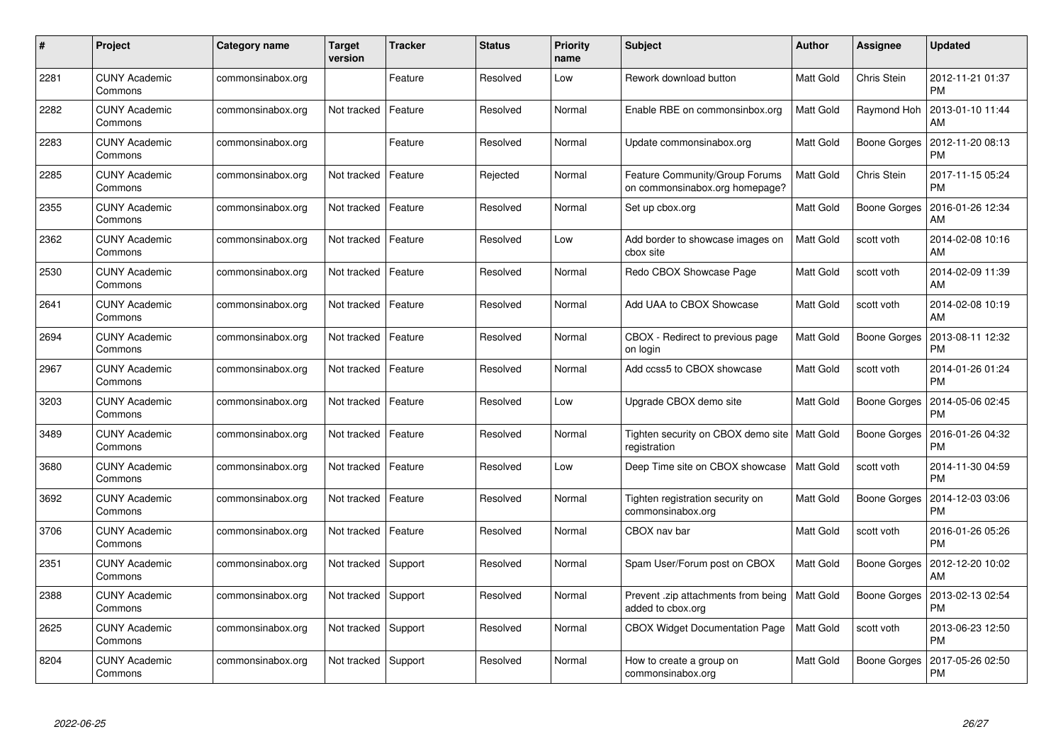| # | Project | Category name | Target version | Tracker | Status | Priority name | Subject | Author | Assignee | Updated |
|---|---|---|---|---|---|---|---|---|---|---|
| 2281 | CUNY Academic Commons | commonsinabox.org | | Feature | Resolved | Low | Rework download button | Matt Gold | Chris Stein | 2012-11-21 01:37 PM |
| 2282 | CUNY Academic Commons | commonsinabox.org | Not tracked | Feature | Resolved | Normal | Enable RBE on commonsinbox.org | Matt Gold | Raymond Hoh | 2013-01-10 11:44 AM |
| 2283 | CUNY Academic Commons | commonsinabox.org | | Feature | Resolved | Normal | Update commonsinabox.org | Matt Gold | Boone Gorges | 2012-11-20 08:13 PM |
| 2285 | CUNY Academic Commons | commonsinabox.org | Not tracked | Feature | Rejected | Normal | Feature Community/Group Forums on commonsinabox.org homepage? | Matt Gold | Chris Stein | 2017-11-15 05:24 PM |
| 2355 | CUNY Academic Commons | commonsinabox.org | Not tracked | Feature | Resolved | Normal | Set up cbox.org | Matt Gold | Boone Gorges | 2016-01-26 12:34 AM |
| 2362 | CUNY Academic Commons | commonsinabox.org | Not tracked | Feature | Resolved | Low | Add border to showcase images on cbox site | Matt Gold | scott voth | 2014-02-08 10:16 AM |
| 2530 | CUNY Academic Commons | commonsinabox.org | Not tracked | Feature | Resolved | Normal | Redo CBOX Showcase Page | Matt Gold | scott voth | 2014-02-09 11:39 AM |
| 2641 | CUNY Academic Commons | commonsinabox.org | Not tracked | Feature | Resolved | Normal | Add UAA to CBOX Showcase | Matt Gold | scott voth | 2014-02-08 10:19 AM |
| 2694 | CUNY Academic Commons | commonsinabox.org | Not tracked | Feature | Resolved | Normal | CBOX - Redirect to previous page on login | Matt Gold | Boone Gorges | 2013-08-11 12:32 PM |
| 2967 | CUNY Academic Commons | commonsinabox.org | Not tracked | Feature | Resolved | Normal | Add ccss5 to CBOX showcase | Matt Gold | scott voth | 2014-01-26 01:24 PM |
| 3203 | CUNY Academic Commons | commonsinabox.org | Not tracked | Feature | Resolved | Low | Upgrade CBOX demo site | Matt Gold | Boone Gorges | 2014-05-06 02:45 PM |
| 3489 | CUNY Academic Commons | commonsinabox.org | Not tracked | Feature | Resolved | Normal | Tighten security on CBOX demo site registration | Matt Gold | Boone Gorges | 2016-01-26 04:32 PM |
| 3680 | CUNY Academic Commons | commonsinabox.org | Not tracked | Feature | Resolved | Low | Deep Time site on CBOX showcase | Matt Gold | scott voth | 2014-11-30 04:59 PM |
| 3692 | CUNY Academic Commons | commonsinabox.org | Not tracked | Feature | Resolved | Normal | Tighten registration security on commonsinabox.org | Matt Gold | Boone Gorges | 2014-12-03 03:06 PM |
| 3706 | CUNY Academic Commons | commonsinabox.org | Not tracked | Feature | Resolved | Normal | CBOX nav bar | Matt Gold | scott voth | 2016-01-26 05:26 PM |
| 2351 | CUNY Academic Commons | commonsinabox.org | Not tracked | Support | Resolved | Normal | Spam User/Forum post on CBOX | Matt Gold | Boone Gorges | 2012-12-20 10:02 AM |
| 2388 | CUNY Academic Commons | commonsinabox.org | Not tracked | Support | Resolved | Normal | Prevent .zip attachments from being added to cbox.org | Matt Gold | Boone Gorges | 2013-02-13 02:54 PM |
| 2625 | CUNY Academic Commons | commonsinabox.org | Not tracked | Support | Resolved | Normal | CBOX Widget Documentation Page | Matt Gold | scott voth | 2013-06-23 12:50 PM |
| 8204 | CUNY Academic Commons | commonsinabox.org | Not tracked | Support | Resolved | Normal | How to create a group on commonsinabox.org | Matt Gold | Boone Gorges | 2017-05-26 02:50 PM |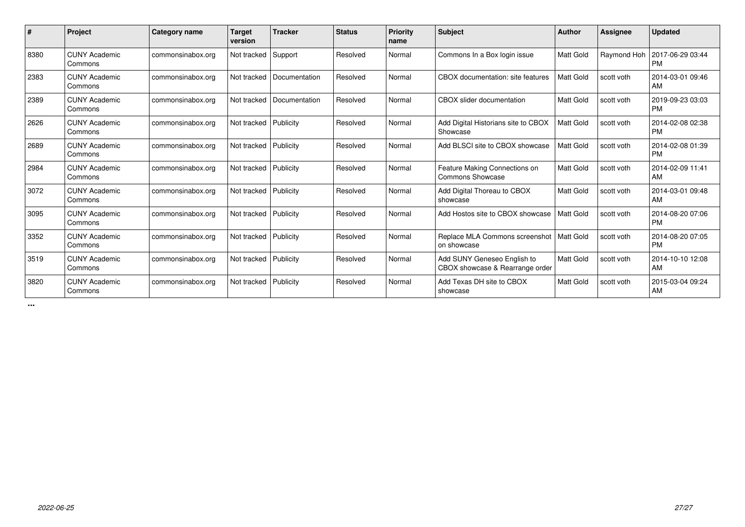| # | Project | Category name | Target version | Tracker | Status | Priority name | Subject | Author | Assignee | Updated |
|---|---|---|---|---|---|---|---|---|---|---|
| 8380 | CUNY Academic Commons | commonsinabox.org | Not tracked | Support | Resolved | Normal | Commons In a Box login issue | Matt Gold | Raymond Hoh | 2017-06-29 03:44 PM |
| 2383 | CUNY Academic Commons | commonsinabox.org | Not tracked | Documentation | Resolved | Normal | CBOX documentation: site features | Matt Gold | scott voth | 2014-03-01 09:46 AM |
| 2389 | CUNY Academic Commons | commonsinabox.org | Not tracked | Documentation | Resolved | Normal | CBOX slider documentation | Matt Gold | scott voth | 2019-09-23 03:03 PM |
| 2626 | CUNY Academic Commons | commonsinabox.org | Not tracked | Publicity | Resolved | Normal | Add Digital Historians site to CBOX Showcase | Matt Gold | scott voth | 2014-02-08 02:38 PM |
| 2689 | CUNY Academic Commons | commonsinabox.org | Not tracked | Publicity | Resolved | Normal | Add BLSCI site to CBOX showcase | Matt Gold | scott voth | 2014-02-08 01:39 PM |
| 2984 | CUNY Academic Commons | commonsinabox.org | Not tracked | Publicity | Resolved | Normal | Feature Making Connections on Commons Showcase | Matt Gold | scott voth | 2014-02-09 11:41 AM |
| 3072 | CUNY Academic Commons | commonsinabox.org | Not tracked | Publicity | Resolved | Normal | Add Digital Thoreau to CBOX showcase | Matt Gold | scott voth | 2014-03-01 09:48 AM |
| 3095 | CUNY Academic Commons | commonsinabox.org | Not tracked | Publicity | Resolved | Normal | Add Hostos site to CBOX showcase | Matt Gold | scott voth | 2014-08-20 07:06 PM |
| 3352 | CUNY Academic Commons | commonsinabox.org | Not tracked | Publicity | Resolved | Normal | Replace MLA Commons screenshot on showcase | Matt Gold | scott voth | 2014-08-20 07:05 PM |
| 3519 | CUNY Academic Commons | commonsinabox.org | Not tracked | Publicity | Resolved | Normal | Add SUNY Geneseo English to CBOX showcase & Rearrange order | Matt Gold | scott voth | 2014-10-10 12:08 AM |
| 3820 | CUNY Academic Commons | commonsinabox.org | Not tracked | Publicity | Resolved | Normal | Add Texas DH site to CBOX showcase | Matt Gold | scott voth | 2015-03-04 09:24 AM |

...